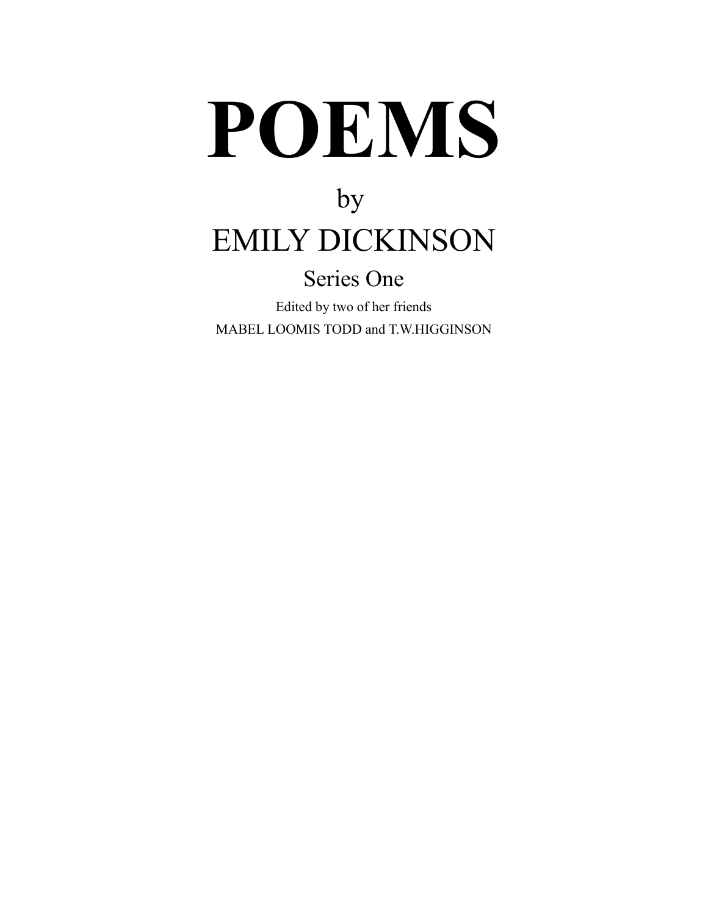# POEMS

by

## EMILY DICKINSON

### Series One

Edited by two of her friends

MABEL LOOMIS TODD and T.W.HIGGINSON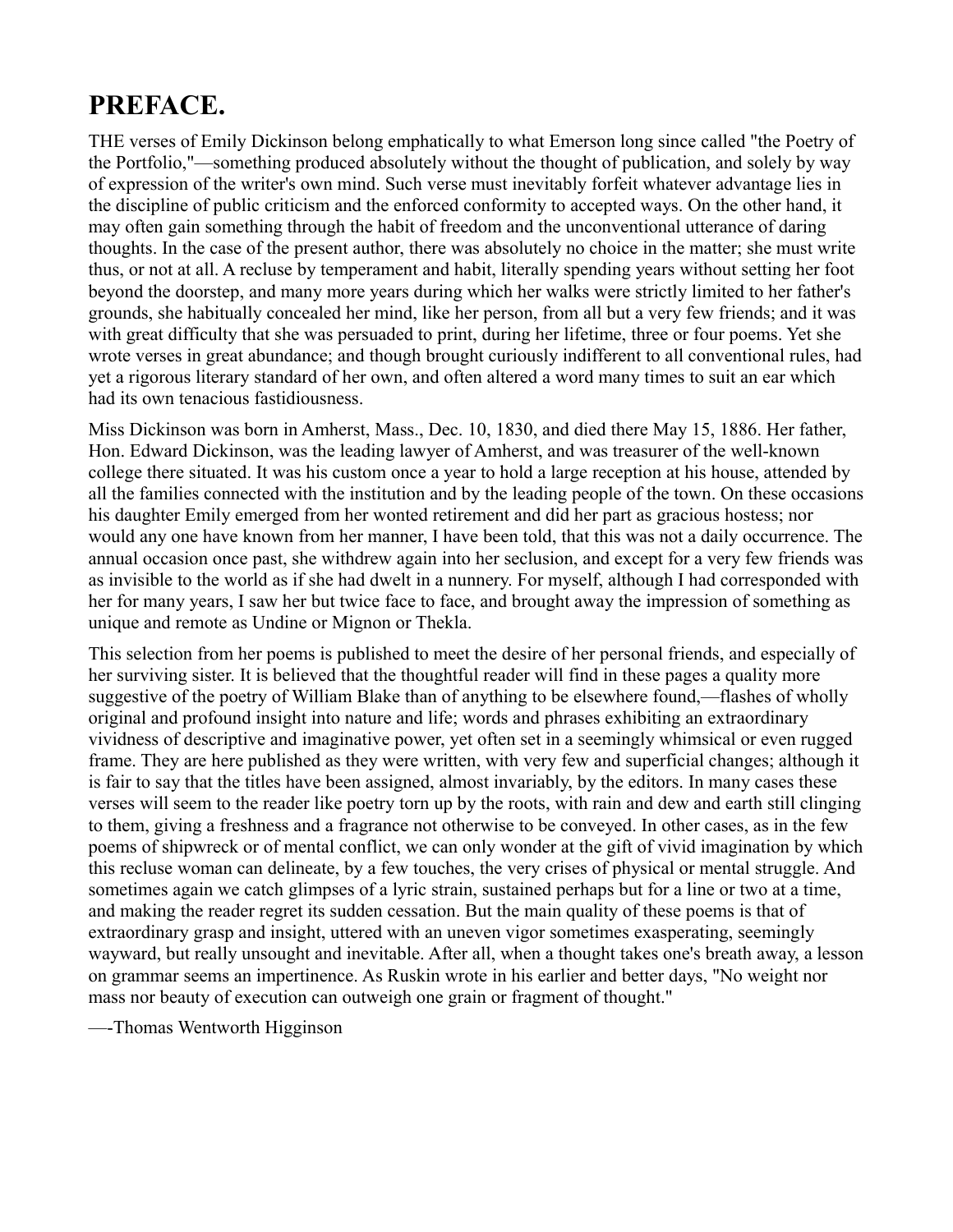## PREFACE.

THE verses of Emily Dickinson belong emphatically to what Emerson long since called "the Poetry of the Portfolio,"—something produced absolutely without the thought of publication, and solely by way of expression of the writer's own mind. Such verse must inevitably forfeit whatever advantage lies in the discipline of public criticism and the enforced conformity to accepted ways. On the other hand, it may often gain something through the habit of freedom and the unconventional utterance of daring thoughts. In the case of the present author, there was absolutely no choice in the matter; she must write thus, or not at all. A recluse by temperament and habit, literally spending years without setting her foot beyond the doorstep, and many more years during which her walks were strictly limited to her father's grounds, she habitually concealed her mind, like her person, from all but a very few friends; and it was with great difficulty that she was persuaded to print, during her lifetime, three or four poems. Yet she wrote verses in great abundance; and though brought curiously indifferent to all conventional rules, had yet a rigorous literary standard of her own, and often altered a word many times to suit an ear which had its own tenacious fastidiousness.

Miss Dickinson was born in Amherst, Mass., Dec. 10, 1830, and died there May 15, 1886. Her father, Hon. Edward Dickinson, was the leading lawyer of Amherst, and was treasurer of the well-known college there situated. It was his custom once a year to hold a large reception at his house, attended by all the families connected with the institution and by the leading people of the town. On these occasions his daughter Emily emerged from her wonted retirement and did her part as gracious hostess; nor would any one have known from her manner, I have been told, that this was not a daily occurrence. The annual occasion once past, she withdrew again into her seclusion, and except for a very few friends was as invisible to the world as if she had dwelt in a nunnery. For myself, although I had corresponded with her for many years, I saw her but twice face to face, and brought away the impression of something as unique and remote as Undine or Mignon or Thekla.

This selection from her poems is published to meet the desire of her personal friends, and especially of her surviving sister. It is believed that the thoughtful reader will find in these pages a quality more suggestive of the poetry of William Blake than of anything to be elsewhere found,—flashes of wholly original and profound insight into nature and life; words and phrases exhibiting an extraordinary vividness of descriptive and imaginative power, yet often set in a seemingly whimsical or even rugged frame. They are here published as they were written, with very few and superficial changes; although it is fair to say that the titles have been assigned, almost invariably, by the editors. In many cases these verses will seem to the reader like poetry torn up by the roots, with rain and dew and earth still clinging to them, giving a freshness and a fragrance not otherwise to be conveyed. In other cases, as in the few poems of shipwreck or of mental conflict, we can only wonder at the gift of vivid imagination by which this recluse woman can delineate, by a few touches, the very crises of physical or mental struggle. And sometimes again we catch glimpses of a lyric strain, sustained perhaps but for a line or two at a time, and making the reader regret its sudden cessation. But the main quality of these poems is that of extraordinary grasp and insight, uttered with an uneven vigor sometimes exasperating, seemingly wayward, but really unsought and inevitable. After all, when a thought takes one's breath away, a lesson on grammar seems an impertinence. As Ruskin wrote in his earlier and better days, "No weight nor mass nor beauty of execution can outweigh one grain or fragment of thought."

—-Thomas Wentworth Higginson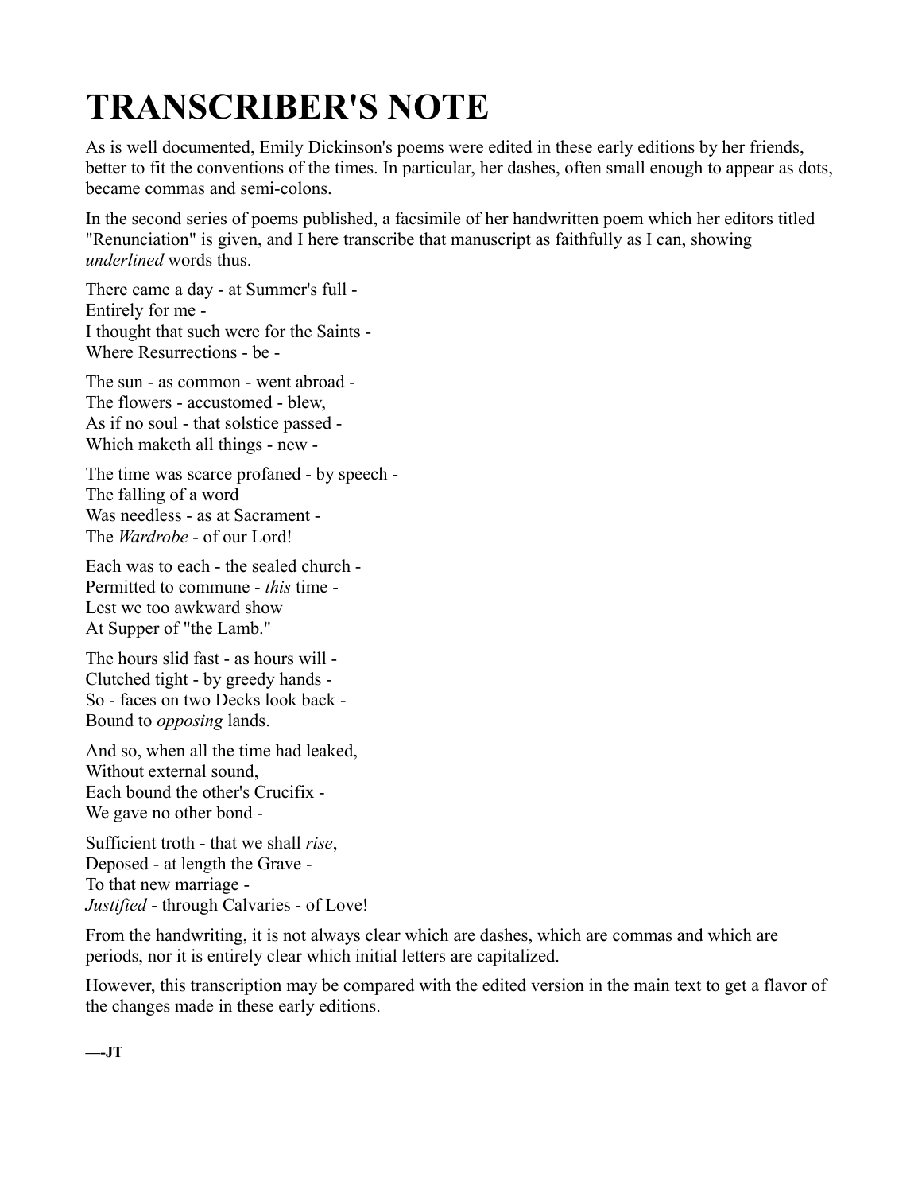# TRANSCRIBER'S NOTE

As is well documented, Emily Dickinson's poems were edited in these early editions by her friends, better to fit the conventions of the times. In particular, her dashes, often small enough to appear as dots, became commas and semi-colons.

In the second series of poems published, a facsimile of her handwritten poem which her editors titled "Renunciation" is given, and I here transcribe that manuscript as faithfully as I can, showing *underlined* words thus.

There came a day - at Summer's full -  
Entirely for me -  
I thought that such were for the Saints -  
Where Resurrections - be -

The sun - as common - went abroad -  
The flowers - accustomed - blew,  
As if no soul - that solstice passed -  
Which maketh all things - new -

The time was scarce profaned - by speech -  
The falling of a word  
Was needless - as at Sacrament -  
The *Wardrobe* - of our Lord!

Each was to each - the sealed church -  
Permitted to commune - *this* time -  
Lest we too awkward show  
At Supper of "the Lamb."

The hours slid fast - as hours will -  
Clutched tight - by greedy hands -  
So - faces on two Decks look back -  
Bound to *opposing* lands.

And so, when all the time had leaked,  
Without external sound,  
Each bound the other's Crucifix -  
We gave no other bond -

Sufficient troth - that we shall *rise*,  
Deposed - at length the Grave -  
To that new marriage -  
*Justified* - through Calvaries - of Love!

From the handwriting, it is not always clear which are dashes, which are commas and which are periods, nor it is entirely clear which initial letters are capitalized.

However, this transcription may be compared with the edited version in the main text to get a flavor of the changes made in these early editions.

**—-JT**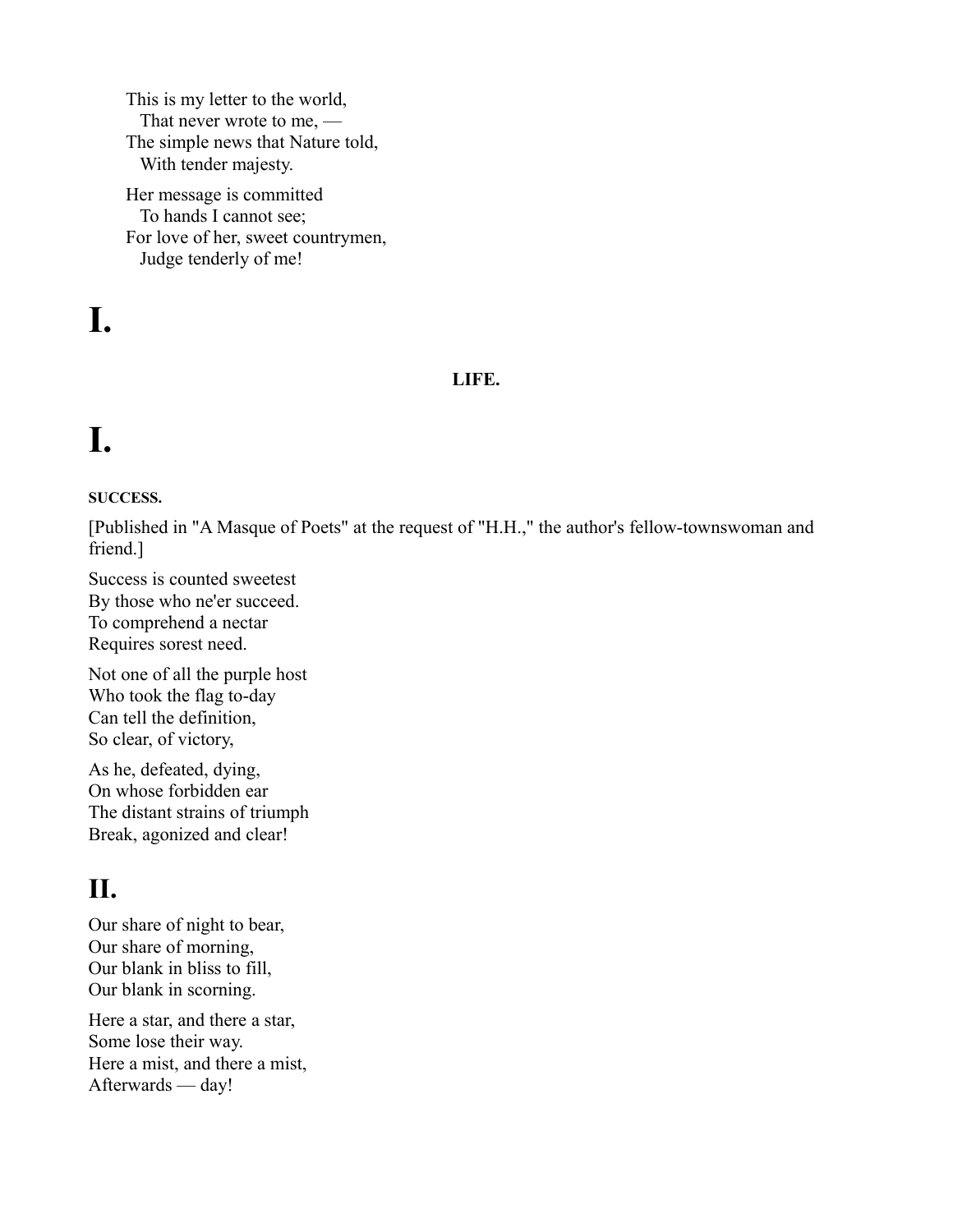This is my letter to the world,  
  That never wrote to me, —  
The simple news that Nature told,  
  With tender majesty.

Her message is committed  
  To hands I cannot see;  
For love of her, sweet countrymen,  
  Judge tenderly of me!

# I.

**LIFE.**

# I.

**SUCCESS.**

[Published in "A Masque of Poets" at the request of "H.H.," the author's fellow-townswoman and friend.]

Success is counted sweetest  
By those who ne'er succeed.  
To comprehend a nectar  
Requires sorest need.

Not one of all the purple host  
Who took the flag to-day  
Can tell the definition,  
So clear, of victory,

As he, defeated, dying,  
On whose forbidden ear  
The distant strains of triumph  
Break, agonized and clear!

## II.

Our share of night to bear,  
Our share of morning,  
Our blank in bliss to fill,  
Our blank in scorning.

Here a star, and there a star,  
Some lose their way.  
Here a mist, and there a mist,  
Afterwards — day!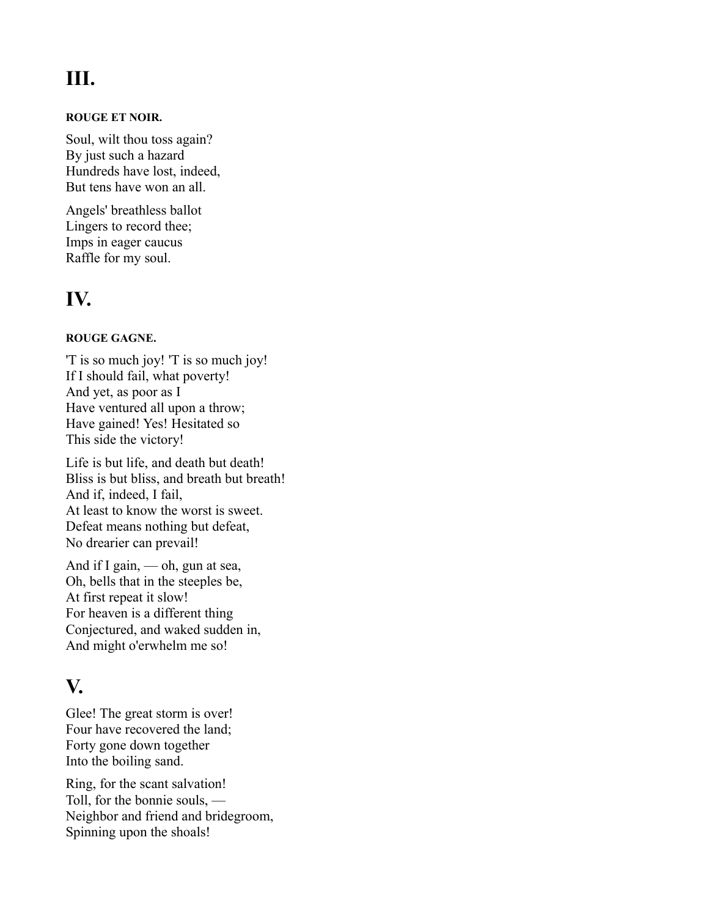# III.

#### ROUGE ET NOIR.

Soul, wilt thou toss again?
By just such a hazard
Hundreds have lost, indeed,
But tens have won an all.

Angels' breathless ballot
Lingers to record thee;
Imps in eager caucus
Raffle for my soul.

# IV.

#### ROUGE GAGNE.

'T is so much joy! 'T is so much joy!
If I should fail, what poverty!
And yet, as poor as I
Have ventured all upon a throw;
Have gained! Yes! Hesitated so
This side the victory!

Life is but life, and death but death!
Bliss is but bliss, and breath but breath!
And if, indeed, I fail,
At least to know the worst is sweet.
Defeat means nothing but defeat,
No drearier can prevail!

And if I gain, — oh, gun at sea,
Oh, bells that in the steeples be,
At first repeat it slow!
For heaven is a different thing
Conjectured, and waked sudden in,
And might o'erwhelm me so!

# V.

Glee! The great storm is over!
Four have recovered the land;
Forty gone down together
Into the boiling sand.

Ring, for the scant salvation!
Toll, for the bonnie souls, —
Neighbor and friend and bridegroom,
Spinning upon the shoals!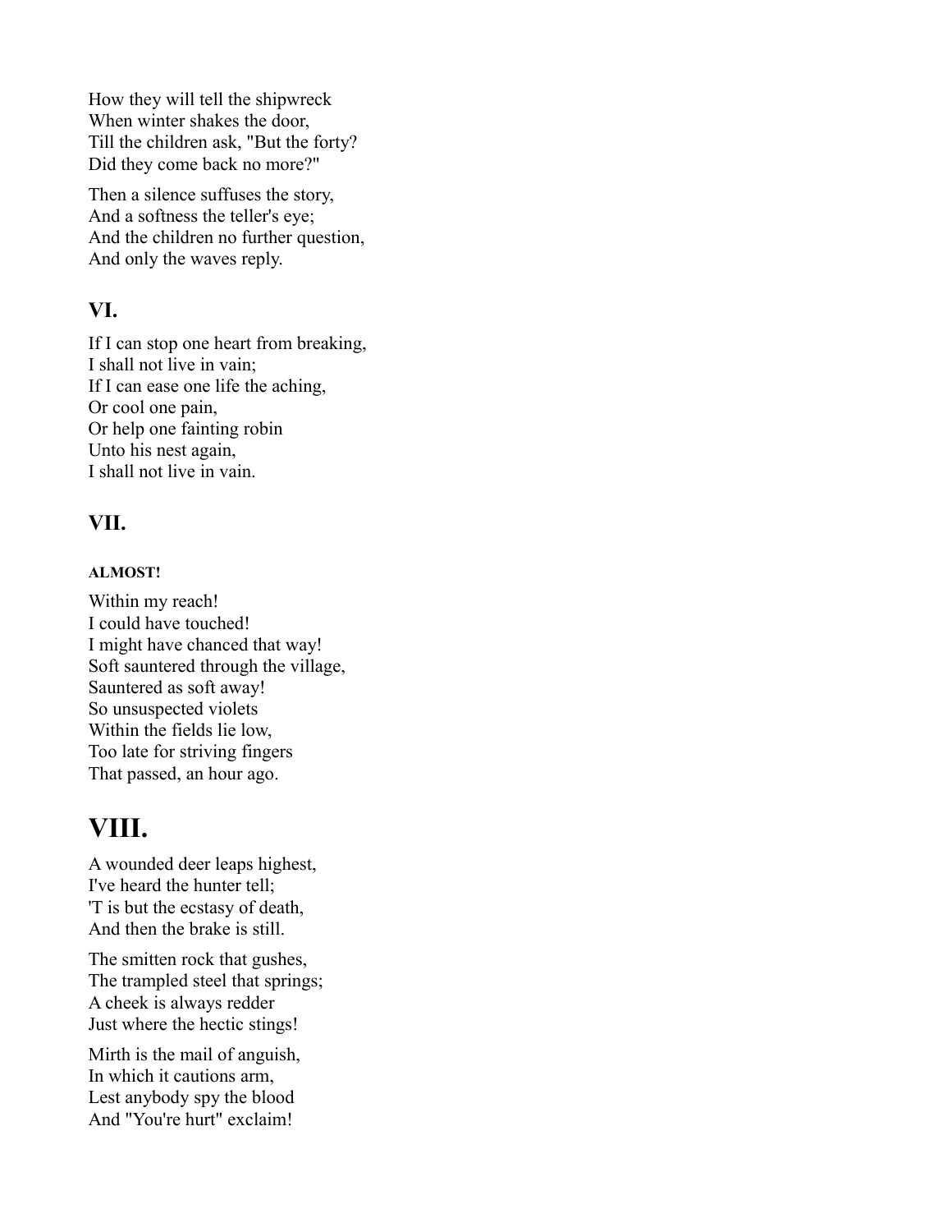How they will tell the shipwreck
When winter shakes the door,
Till the children ask, "But the forty?
Did they come back no more?"

Then a silence suffuses the story,
And a softness the teller's eye;
And the children no further question,
And only the waves reply.

### VI.

If I can stop one heart from breaking,
I shall not live in vain;
If I can ease one life the aching,
Or cool one pain,
Or help one fainting robin
Unto his nest again,
I shall not live in vain.

### VII.

##### ALMOST!

Within my reach!
I could have touched!
I might have chanced that way!
Soft sauntered through the village,
Sauntered as soft away!
So unsuspected violets
Within the fields lie low,
Too late for striving fingers
That passed, an hour ago.

# VIII.

A wounded deer leaps highest,
I've heard the hunter tell;
'T is but the ecstasy of death,
And then the brake is still.

The smitten rock that gushes,
The trampled steel that springs;
A cheek is always redder
Just where the hectic stings!

Mirth is the mail of anguish,
In which it cautions arm,
Lest anybody spy the blood
And "You're hurt" exclaim!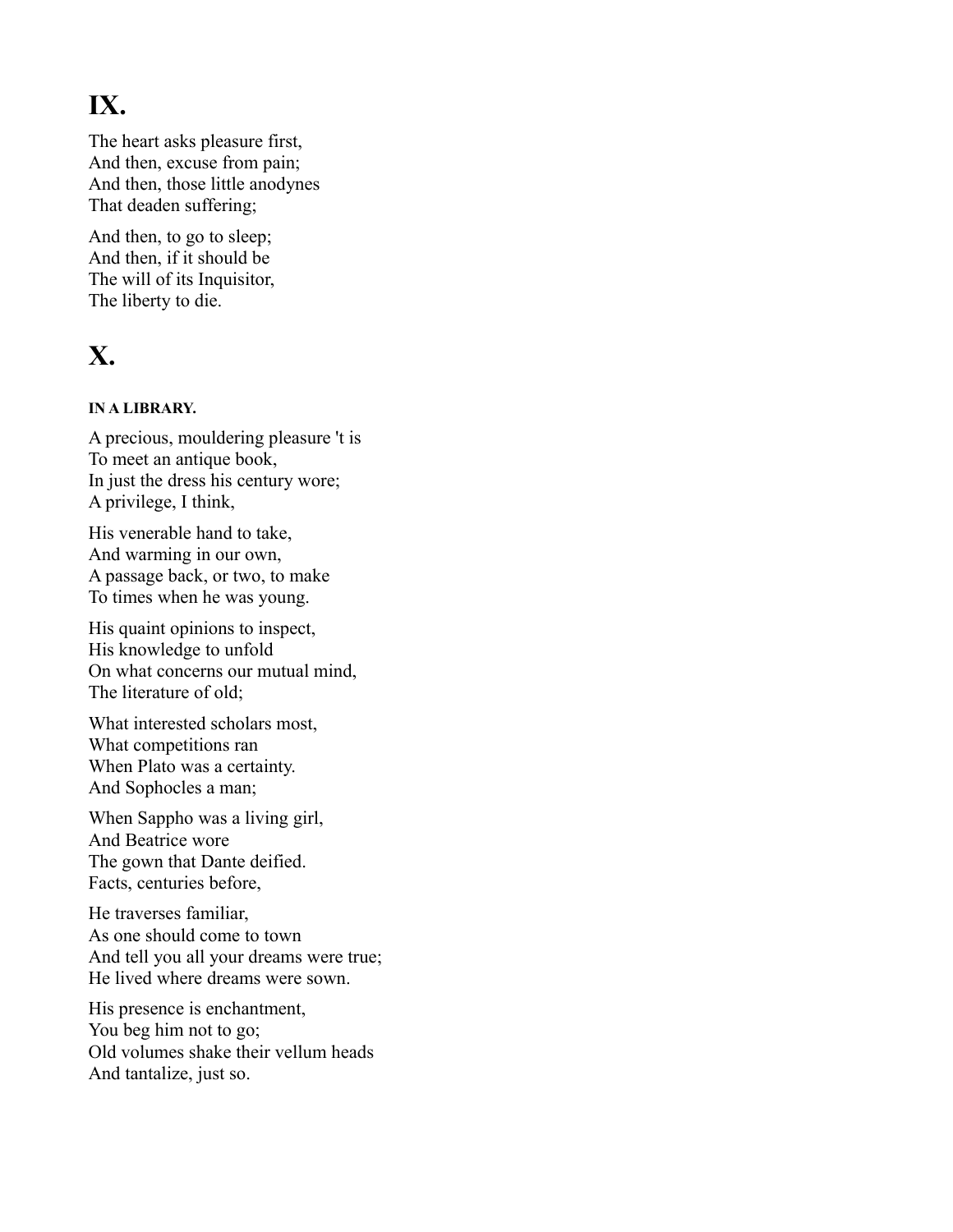## IX.

The heart asks pleasure first,  
And then, excuse from pain;  
And then, those little anodynes  
That deaden suffering;

And then, to go to sleep;  
And then, if it should be  
The will of its Inquisitor,  
The liberty to die.

## X.

##### IN A LIBRARY.

A precious, mouldering pleasure 't is  
To meet an antique book,  
In just the dress his century wore;  
A privilege, I think,

His venerable hand to take,  
And warming in our own,  
A passage back, or two, to make  
To times when he was young.

His quaint opinions to inspect,  
His knowledge to unfold  
On what concerns our mutual mind,  
The literature of old;

What interested scholars most,  
What competitions ran  
When Plato was a certainty.  
And Sophocles a man;

When Sappho was a living girl,  
And Beatrice wore  
The gown that Dante deified.  
Facts, centuries before,

He traverses familiar,  
As one should come to town  
And tell you all your dreams were true;  
He lived where dreams were sown.

His presence is enchantment,  
You beg him not to go;  
Old volumes shake their vellum heads  
And tantalize, just so.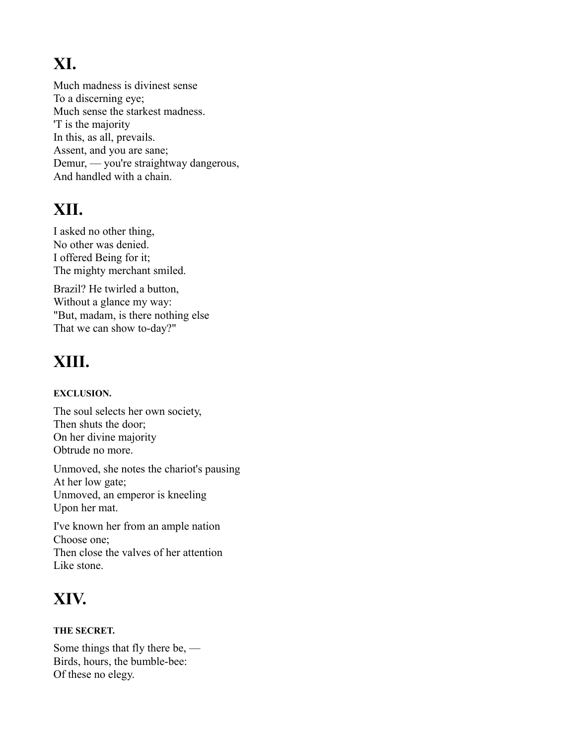## XI.

Much madness is divinest sense
To a discerning eye;
Much sense the starkest madness.
'T is the majority
In this, as all, prevails.
Assent, and you are sane;
Demur, — you're straightway dangerous,
And handled with a chain.

## XII.

I asked no other thing,
No other was denied.
I offered Being for it;
The mighty merchant smiled.

Brazil? He twirled a button,
Without a glance my way:
"But, madam, is there nothing else
That we can show to-day?"

## XIII.

**EXCLUSION.**

The soul selects her own society,
Then shuts the door;
On her divine majority
Obtrude no more.

Unmoved, she notes the chariot's pausing
At her low gate;
Unmoved, an emperor is kneeling
Upon her mat.

I've known her from an ample nation
Choose one;
Then close the valves of her attention
Like stone.

## XIV.

**THE SECRET.**

Some things that fly there be, —
Birds, hours, the bumble-bee:
Of these no elegy.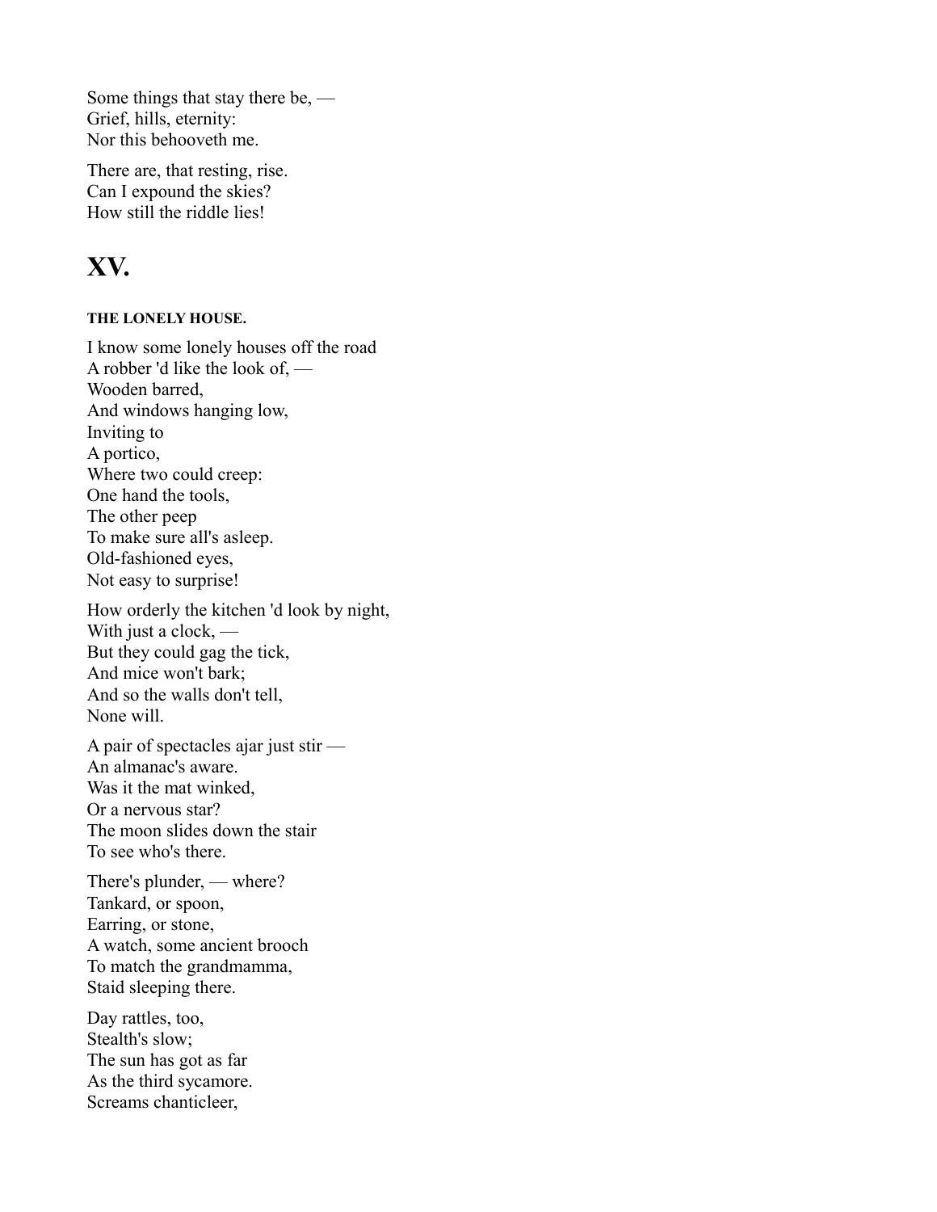Some things that stay there be, —
Grief, hills, eternity:
Nor this behooveth me.

There are, that resting, rise.
Can I expound the skies?
How still the riddle lies!

# XV.

#### THE LONELY HOUSE.

I know some lonely houses off the road
A robber 'd like the look of, —
Wooden barred,
And windows hanging low,
Inviting to
A portico,
Where two could creep:
One hand the tools,
The other peep
To make sure all's asleep.
Old-fashioned eyes,
Not easy to surprise!

How orderly the kitchen 'd look by night,
With just a clock, —
But they could gag the tick,
And mice won't bark;
And so the walls don't tell,
None will.

A pair of spectacles ajar just stir —
An almanac's aware.
Was it the mat winked,
Or a nervous star?
The moon slides down the stair
To see who's there.

There's plunder, — where?
Tankard, or spoon,
Earring, or stone,
A watch, some ancient brooch
To match the grandmamma,
Staid sleeping there.

Day rattles, too,
Stealth's slow;
The sun has got as far
As the third sycamore.
Screams chanticleer,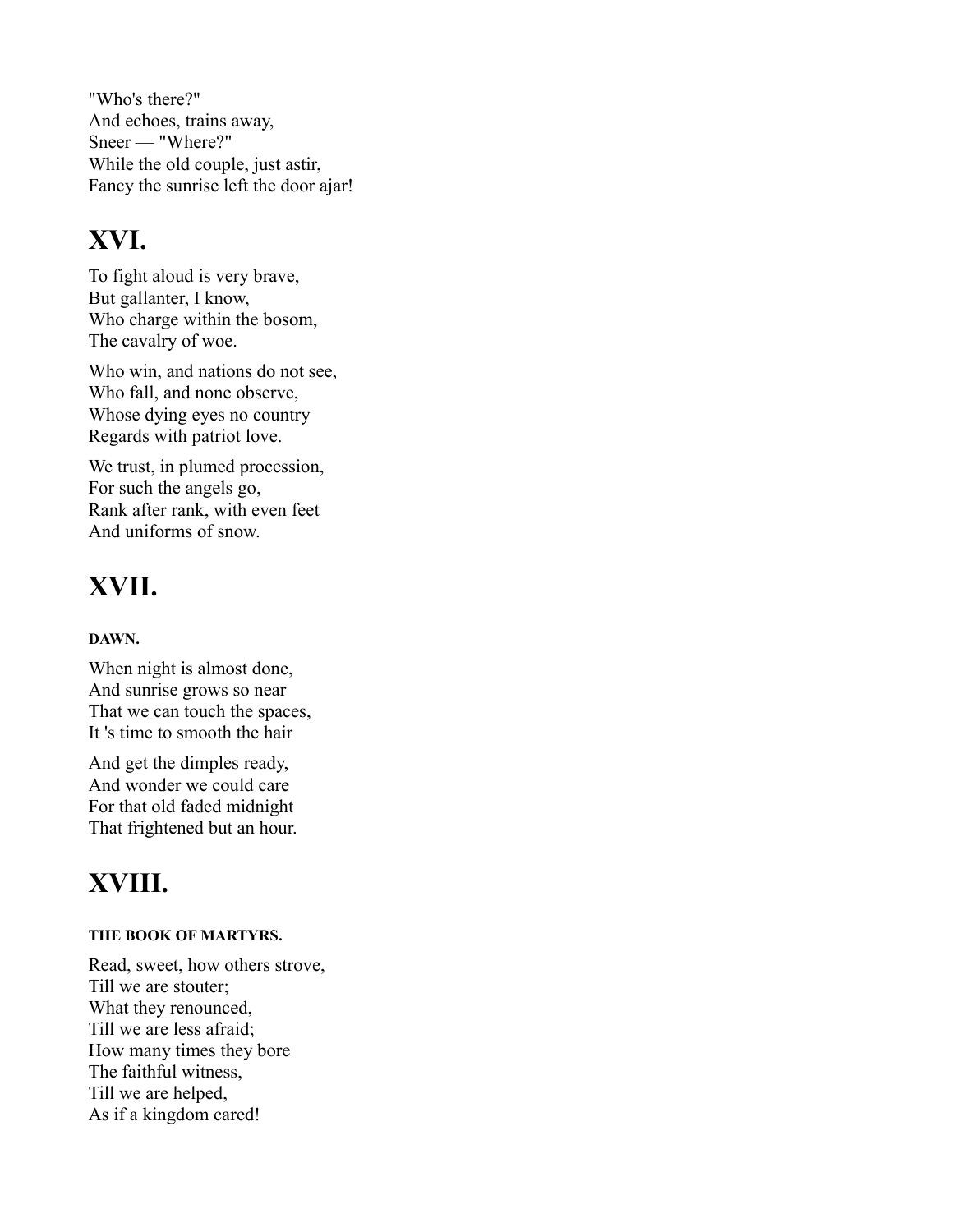"Who's there?"  
And echoes, trains away,  
Sneer — "Where?"  
While the old couple, just astir,  
Fancy the sunrise left the door ajar!

## XVI.

To fight aloud is very brave,  
But gallanter, I know,  
Who charge within the bosom,  
The cavalry of woe.

Who win, and nations do not see,  
Who fall, and none observe,  
Whose dying eyes no country  
Regards with patriot love.

We trust, in plumed procession,  
For such the angels go,  
Rank after rank, with even feet  
And uniforms of snow.

## XVII.

#### DAWN.

When night is almost done,  
And sunrise grows so near  
That we can touch the spaces,  
It 's time to smooth the hair

And get the dimples ready,  
And wonder we could care  
For that old faded midnight  
That frightened but an hour.

## XVIII.

#### THE BOOK OF MARTYRS.

Read, sweet, how others strove,  
Till we are stouter;  
What they renounced,  
Till we are less afraid;  
How many times they bore  
The faithful witness,  
Till we are helped,  
As if a kingdom cared!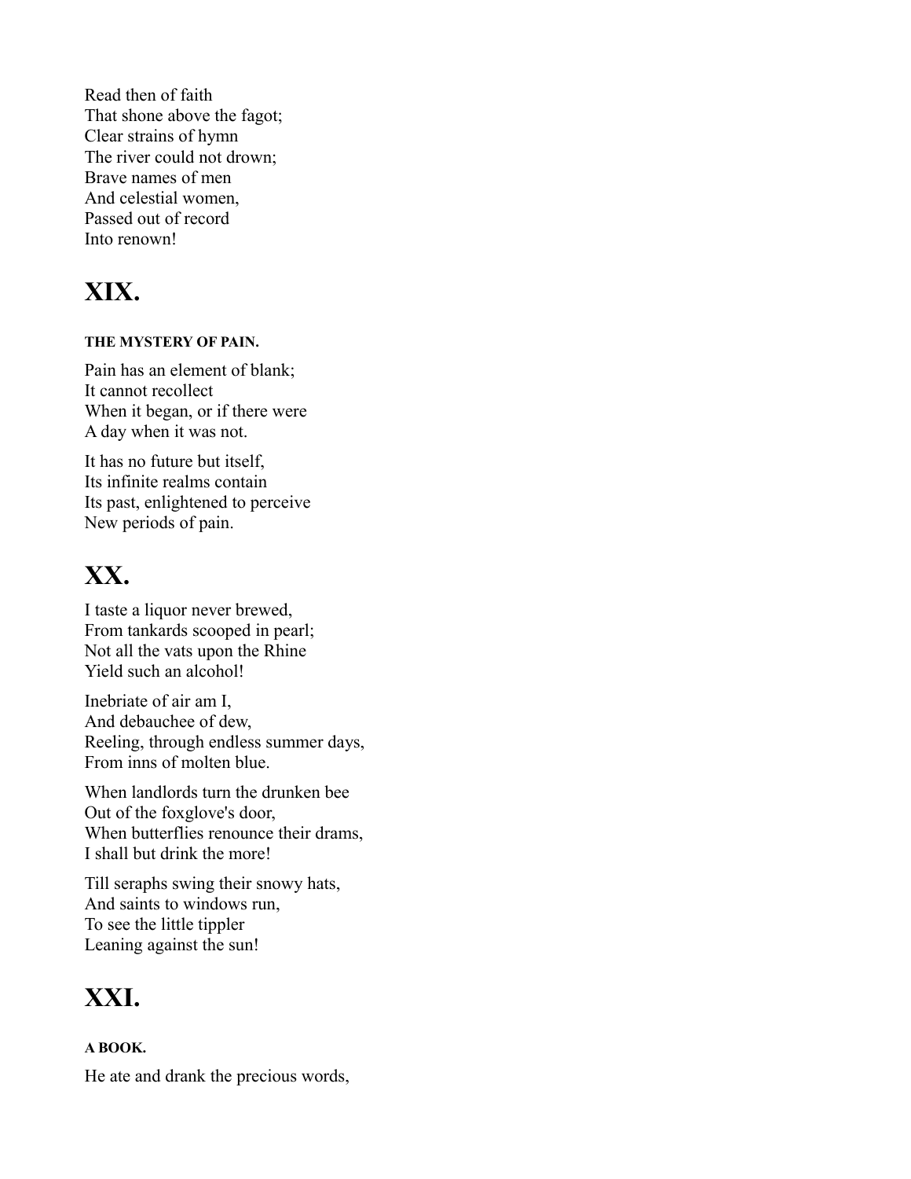Read then of faith  
That shone above the fagot;  
Clear strains of hymn  
The river could not drown;  
Brave names of men  
And celestial women,  
Passed out of record  
Into renown!

# XIX.

#### THE MYSTERY OF PAIN.

Pain has an element of blank;  
It cannot recollect  
When it began, or if there were  
A day when it was not.

It has no future but itself,  
Its infinite realms contain  
Its past, enlightened to perceive  
New periods of pain.

# XX.

I taste a liquor never brewed,  
From tankards scooped in pearl;  
Not all the vats upon the Rhine  
Yield such an alcohol!

Inebriate of air am I,  
And debauchee of dew,  
Reeling, through endless summer days,  
From inns of molten blue.

When landlords turn the drunken bee  
Out of the foxglove's door,  
When butterflies renounce their drams,  
I shall but drink the more!

Till seraphs swing their snowy hats,  
And saints to windows run,  
To see the little tippler  
Leaning against the sun!

# XXI.

#### A BOOK.

He ate and drank the precious words,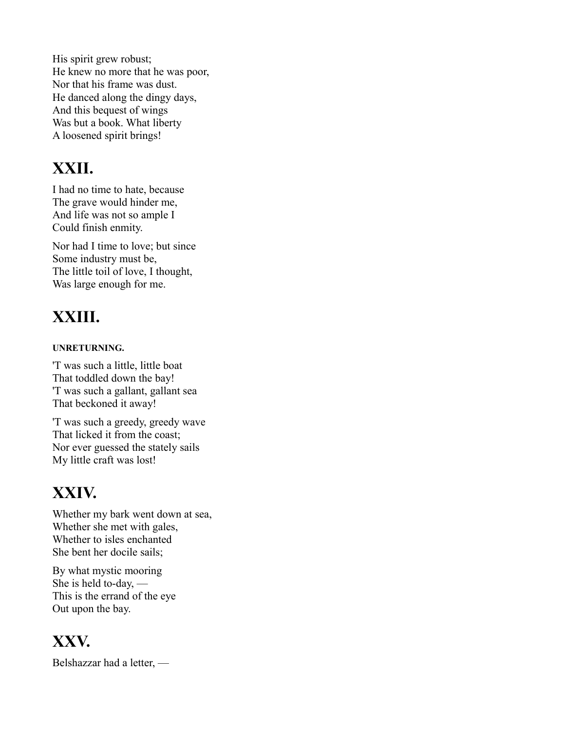His spirit grew robust;
He knew no more that he was poor,
Nor that his frame was dust.
He danced along the dingy days,
And this bequest of wings
Was but a book. What liberty
A loosened spirit brings!

## XXII.

I had no time to hate, because
The grave would hinder me,
And life was not so ample I
Could finish enmity.

Nor had I time to love; but since
Some industry must be,
The little toil of love, I thought,
Was large enough for me.

## XXIII.

##### UNRETURNING.

'T was such a little, little boat
That toddled down the bay!
'T was such a gallant, gallant sea
That beckoned it away!

'T was such a greedy, greedy wave
That licked it from the coast;
Nor ever guessed the stately sails
My little craft was lost!

## XXIV.

Whether my bark went down at sea,
Whether she met with gales,
Whether to isles enchanted
She bent her docile sails;

By what mystic mooring
She is held to-day, —
This is the errand of the eye
Out upon the bay.

## XXV.

Belshazzar had a letter, —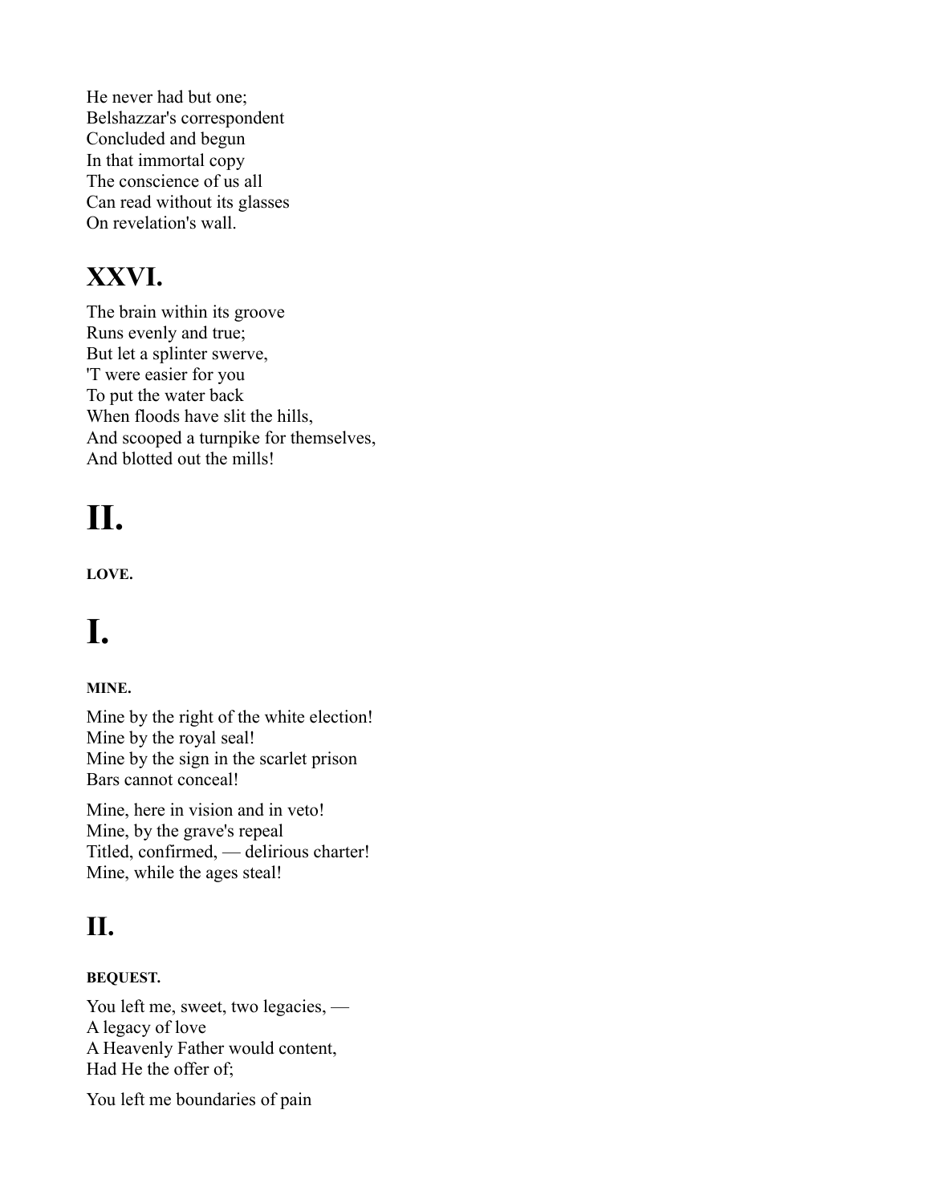He never had but one;
Belshazzar's correspondent
Concluded and begun
In that immortal copy
The conscience of us all
Can read without its glasses
On revelation's wall.

## XXVI.

The brain within its groove
Runs evenly and true;
But let a splinter swerve,
'T were easier for you
To put the water back
When floods have slit the hills,
And scooped a turnpike for themselves,
And blotted out the mills!

# II.

**LOVE.**

# I.

**MINE.**

Mine by the right of the white election!
Mine by the royal seal!
Mine by the sign in the scarlet prison
Bars cannot conceal!

Mine, here in vision and in veto!
Mine, by the grave's repeal
Titled, confirmed, — delirious charter!
Mine, while the ages steal!

## II.

**BEQUEST.**

You left me, sweet, two legacies, —
A legacy of love
A Heavenly Father would content,
Had He the offer of;

You left me boundaries of pain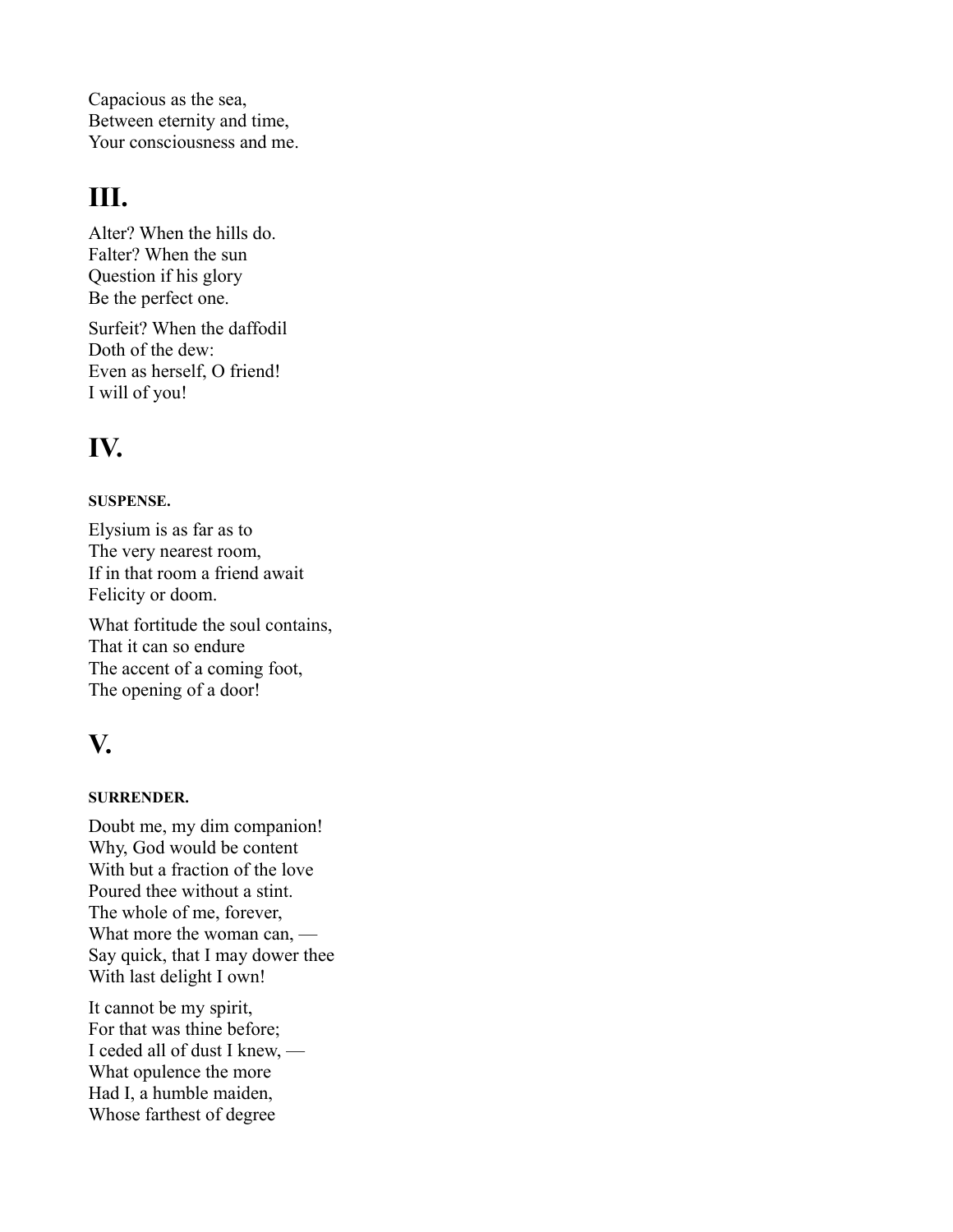Capacious as the sea,  
Between eternity and time,  
Your consciousness and me.

## III.

Alter? When the hills do.  
Falter? When the sun  
Question if his glory  
Be the perfect one.

Surfeit? When the daffodil  
Doth of the dew:  
Even as herself, O friend!  
I will of you!

## IV.

##### SUSPENSE.

Elysium is as far as to  
The very nearest room,  
If in that room a friend await  
Felicity or doom.

What fortitude the soul contains,  
That it can so endure  
The accent of a coming foot,  
The opening of a door!

## V.

##### SURRENDER.

Doubt me, my dim companion!  
Why, God would be content  
With but a fraction of the love  
Poured thee without a stint.  
The whole of me, forever,  
What more the woman can, —  
Say quick, that I may dower thee  
With last delight I own!

It cannot be my spirit,  
For that was thine before;  
I ceded all of dust I knew, —  
What opulence the more  
Had I, a humble maiden,  
Whose farthest of degree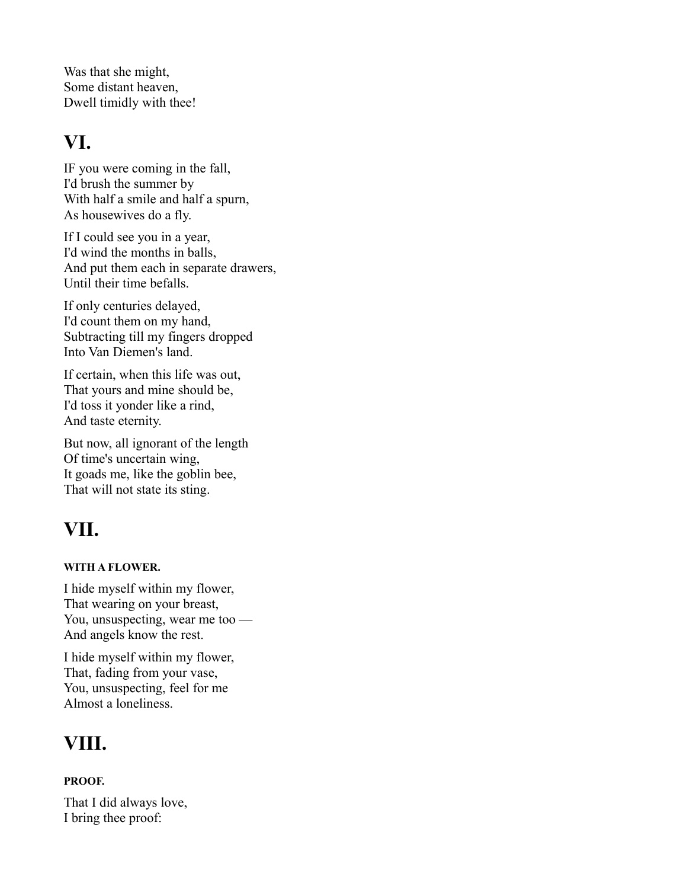Was that she might,  
Some distant heaven,  
Dwell timidly with thee!

## VI.

IF you were coming in the fall,  
I'd brush the summer by  
With half a smile and half a spurn,  
As housewives do a fly.

If I could see you in a year,  
I'd wind the months in balls,  
And put them each in separate drawers,  
Until their time befalls.

If only centuries delayed,  
I'd count them on my hand,  
Subtracting till my fingers dropped  
Into Van Diemen's land.

If certain, when this life was out,  
That yours and mine should be,  
I'd toss it yonder like a rind,  
And taste eternity.

But now, all ignorant of the length  
Of time's uncertain wing,  
It goads me, like the goblin bee,  
That will not state its sting.

## VII.

##### WITH A FLOWER.

I hide myself within my flower,  
That wearing on your breast,  
You, unsuspecting, wear me too —  
And angels know the rest.

I hide myself within my flower,  
That, fading from your vase,  
You, unsuspecting, feel for me  
Almost a loneliness.

## VIII.

##### PROOF.

That I did always love,  
I bring thee proof: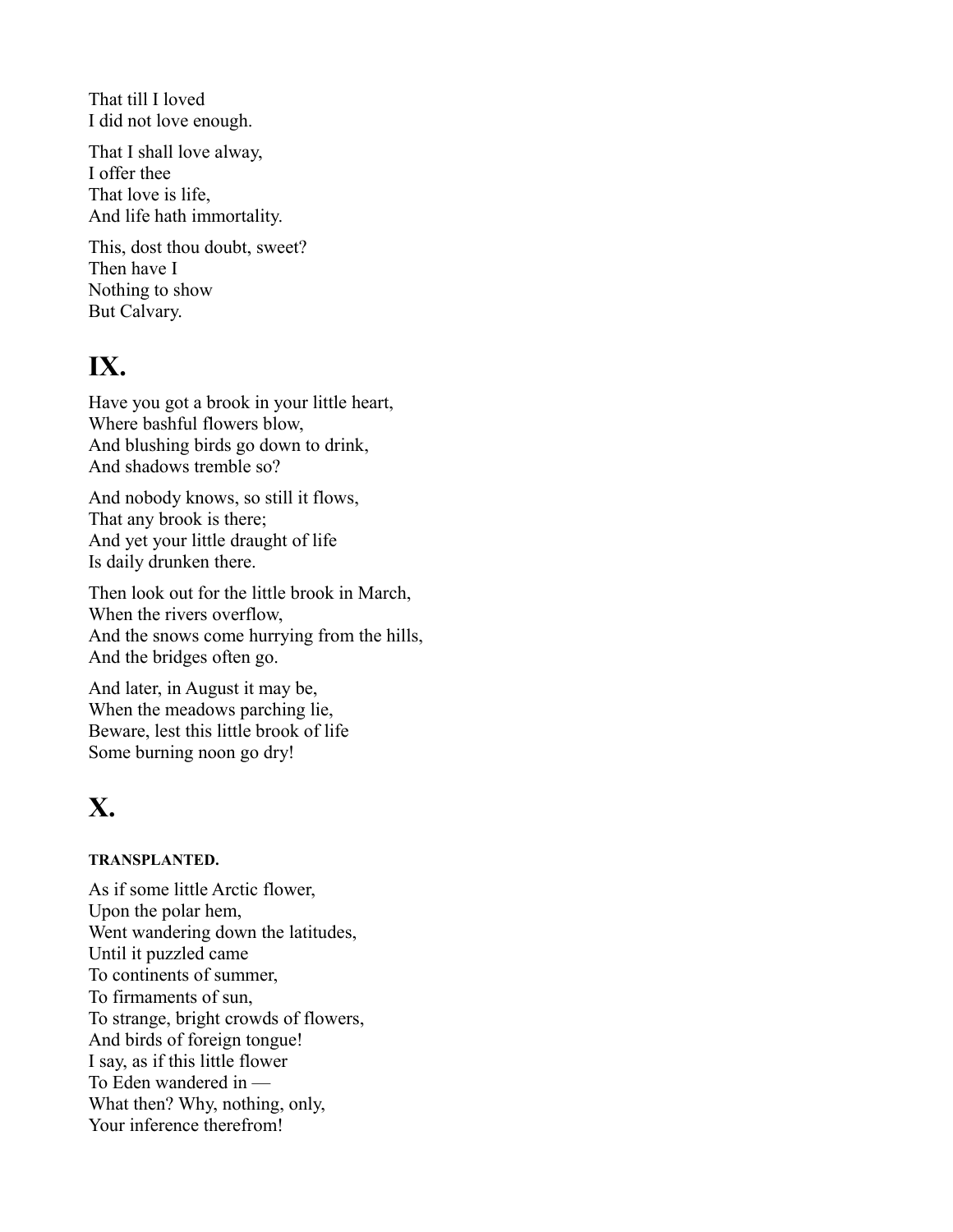That till I loved
I did not love enough.

That I shall love alway,
I offer thee
That love is life,
And life hath immortality.

This, dost thou doubt, sweet?
Then have I
Nothing to show
But Calvary.

## IX.

Have you got a brook in your little heart,
Where bashful flowers blow,
And blushing birds go down to drink,
And shadows tremble so?

And nobody knows, so still it flows,
That any brook is there;
And yet your little draught of life
Is daily drunken there.

Then look out for the little brook in March,
When the rivers overflow,
And the snows come hurrying from the hills,
And the bridges often go.

And later, in August it may be,
When the meadows parching lie,
Beware, lest this little brook of life
Some burning noon go dry!

## X.

#### TRANSPLANTED.

As if some little Arctic flower,
Upon the polar hem,
Went wandering down the latitudes,
Until it puzzled came
To continents of summer,
To firmaments of sun,
To strange, bright crowds of flowers,
And birds of foreign tongue!
I say, as if this little flower
To Eden wandered in —
What then? Why, nothing, only,
Your inference therefrom!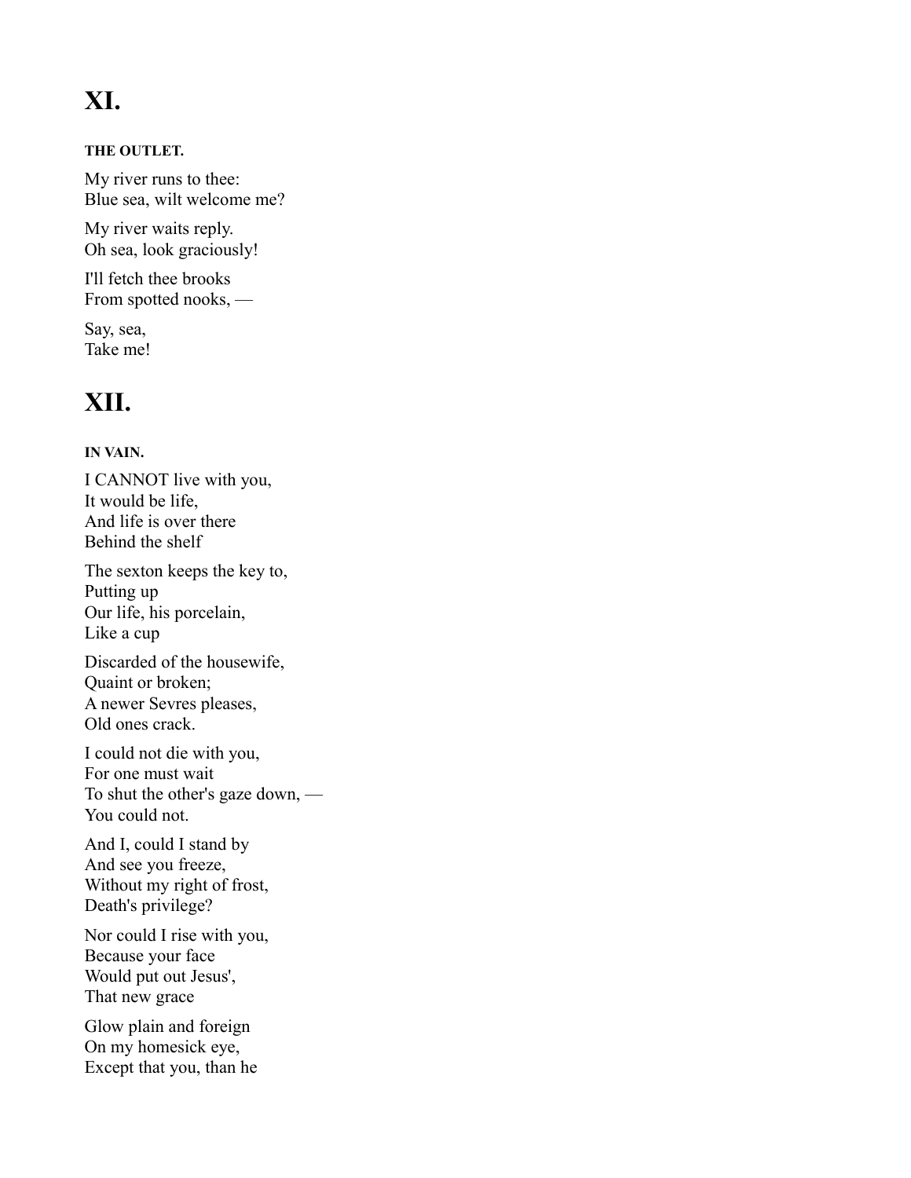# XI.

#### THE OUTLET.

My river runs to thee:
Blue sea, wilt welcome me?

My river waits reply.
Oh sea, look graciously!

I'll fetch thee brooks
From spotted nooks, —

Say, sea,
Take me!

# XII.

#### IN VAIN.

I CANNOT live with you,
It would be life,
And life is over there
Behind the shelf

The sexton keeps the key to,
Putting up
Our life, his porcelain,
Like a cup

Discarded of the housewife,
Quaint or broken;
A newer Sevres pleases,
Old ones crack.

I could not die with you,
For one must wait
To shut the other's gaze down, —
You could not.

And I, could I stand by
And see you freeze,
Without my right of frost,
Death's privilege?

Nor could I rise with you,
Because your face
Would put out Jesus',
That new grace

Glow plain and foreign
On my homesick eye,
Except that you, than he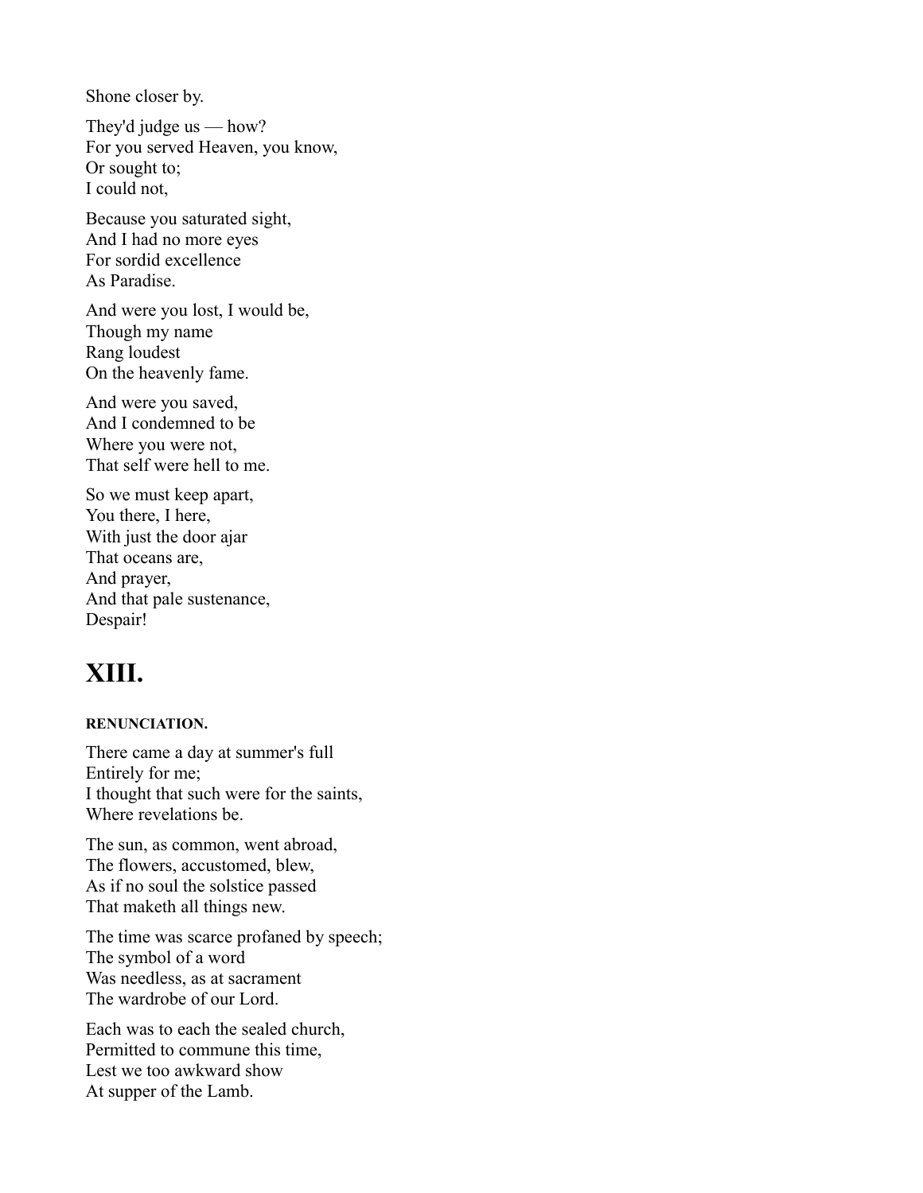Shone closer by.

They'd judge us — how?  
For you served Heaven, you know,  
Or sought to;  
I could not,

Because you saturated sight,  
And I had no more eyes  
For sordid excellence  
As Paradise.

And were you lost, I would be,  
Though my name  
Rang loudest  
On the heavenly fame.

And were you saved,  
And I condemned to be  
Where you were not,  
That self were hell to me.

So we must keep apart,  
You there, I here,  
With just the door ajar  
That oceans are,  
And prayer,  
And that pale sustenance,  
Despair!

# XIII.

##### RENUNCIATION.

There came a day at summer's full  
Entirely for me;  
I thought that such were for the saints,  
Where revelations be.

The sun, as common, went abroad,  
The flowers, accustomed, blew,  
As if no soul the solstice passed  
That maketh all things new.

The time was scarce profaned by speech;  
The symbol of a word  
Was needless, as at sacrament  
The wardrobe of our Lord.

Each was to each the sealed church,  
Permitted to commune this time,  
Lest we too awkward show  
At supper of the Lamb.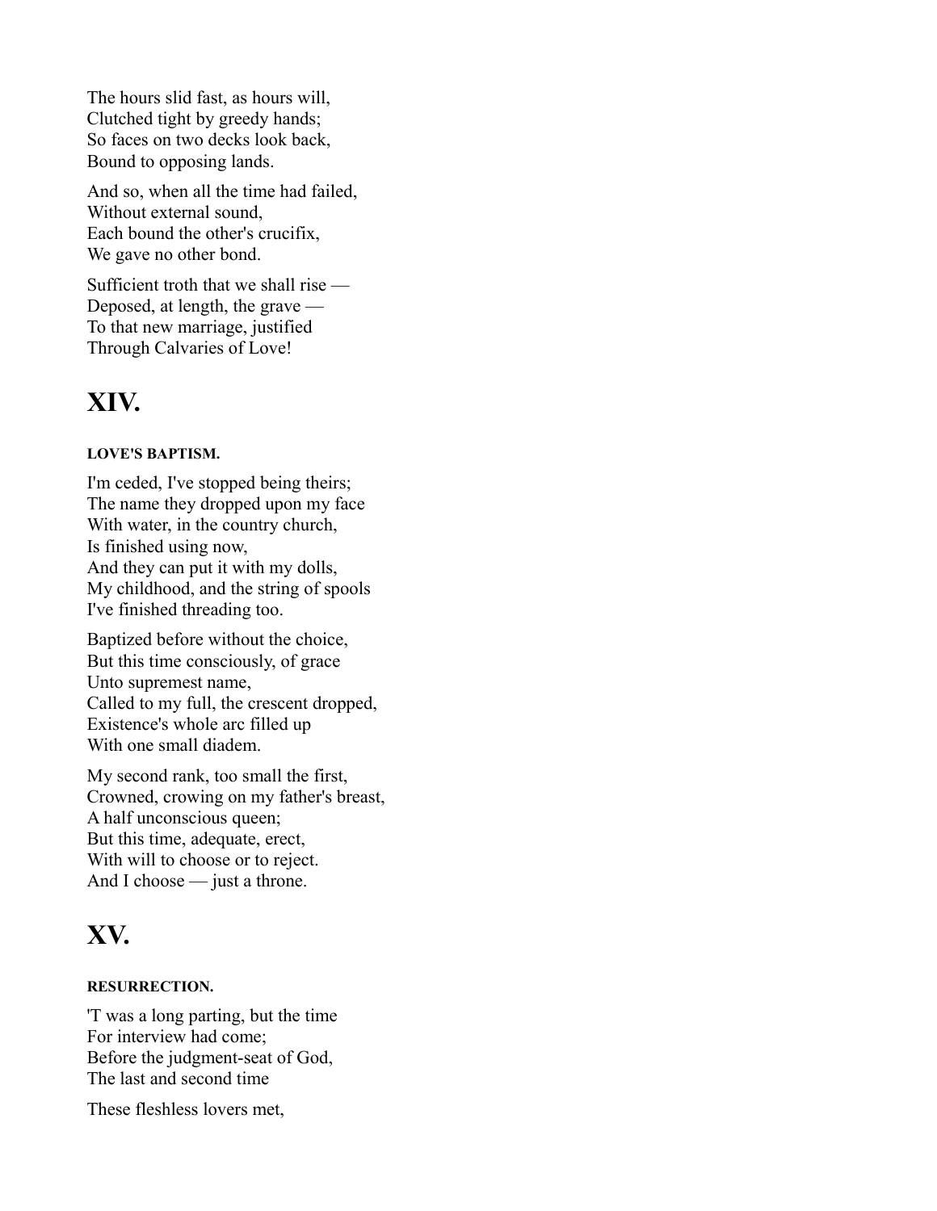The hours slid fast, as hours will,
Clutched tight by greedy hands;
So faces on two decks look back,
Bound to opposing lands.

And so, when all the time had failed,
Without external sound,
Each bound the other's crucifix,
We gave no other bond.

Sufficient troth that we shall rise —
Deposed, at length, the grave —
To that new marriage, justified
Through Calvaries of Love!

# XIV.

#### LOVE'S BAPTISM.

I'm ceded, I've stopped being theirs;
The name they dropped upon my face
With water, in the country church,
Is finished using now,
And they can put it with my dolls,
My childhood, and the string of spools
I've finished threading too.

Baptized before without the choice,
But this time consciously, of grace
Unto supremest name,
Called to my full, the crescent dropped,
Existence's whole arc filled up
With one small diadem.

My second rank, too small the first,
Crowned, crowing on my father's breast,
A half unconscious queen;
But this time, adequate, erect,
With will to choose or to reject.
And I choose — just a throne.

# XV.

#### RESURRECTION.

'T was a long parting, but the time
For interview had come;
Before the judgment-seat of God,
The last and second time

These fleshless lovers met,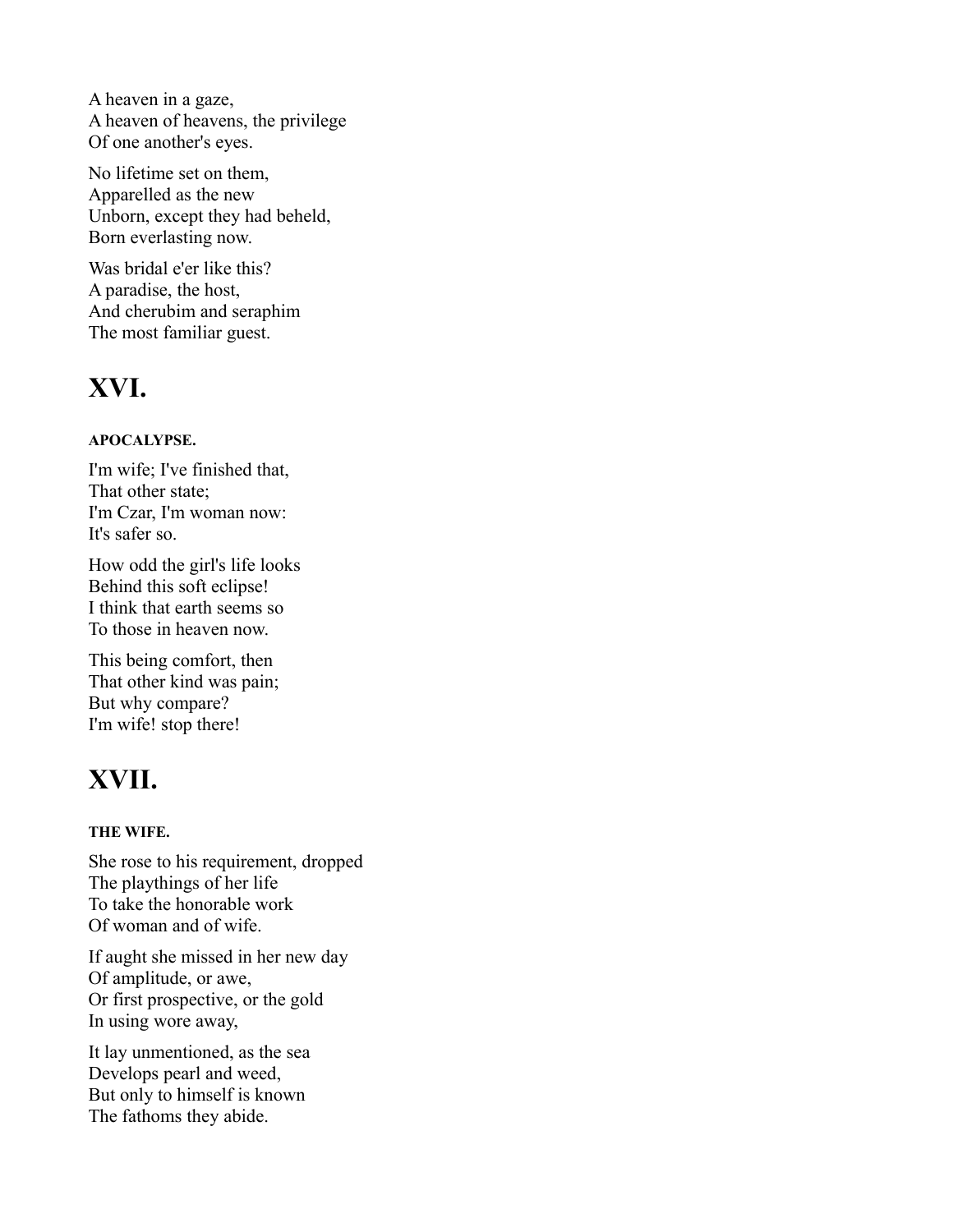A heaven in a gaze,
A heaven of heavens, the privilege
Of one another's eyes.

No lifetime set on them,
Apparelled as the new
Unborn, except they had beheld,
Born everlasting now.

Was bridal e'er like this?
A paradise, the host,
And cherubim and seraphim
The most familiar guest.

# XVI.

##### APOCALYPSE.

I'm wife; I've finished that,
That other state;
I'm Czar, I'm woman now:
It's safer so.

How odd the girl's life looks
Behind this soft eclipse!
I think that earth seems so
To those in heaven now.

This being comfort, then
That other kind was pain;
But why compare?
I'm wife! stop there!

# XVII.

##### THE WIFE.

She rose to his requirement, dropped
The playthings of her life
To take the honorable work
Of woman and of wife.

If aught she missed in her new day
Of amplitude, or awe,
Or first prospective, or the gold
In using wore away,

It lay unmentioned, as the sea
Develops pearl and weed,
But only to himself is known
The fathoms they abide.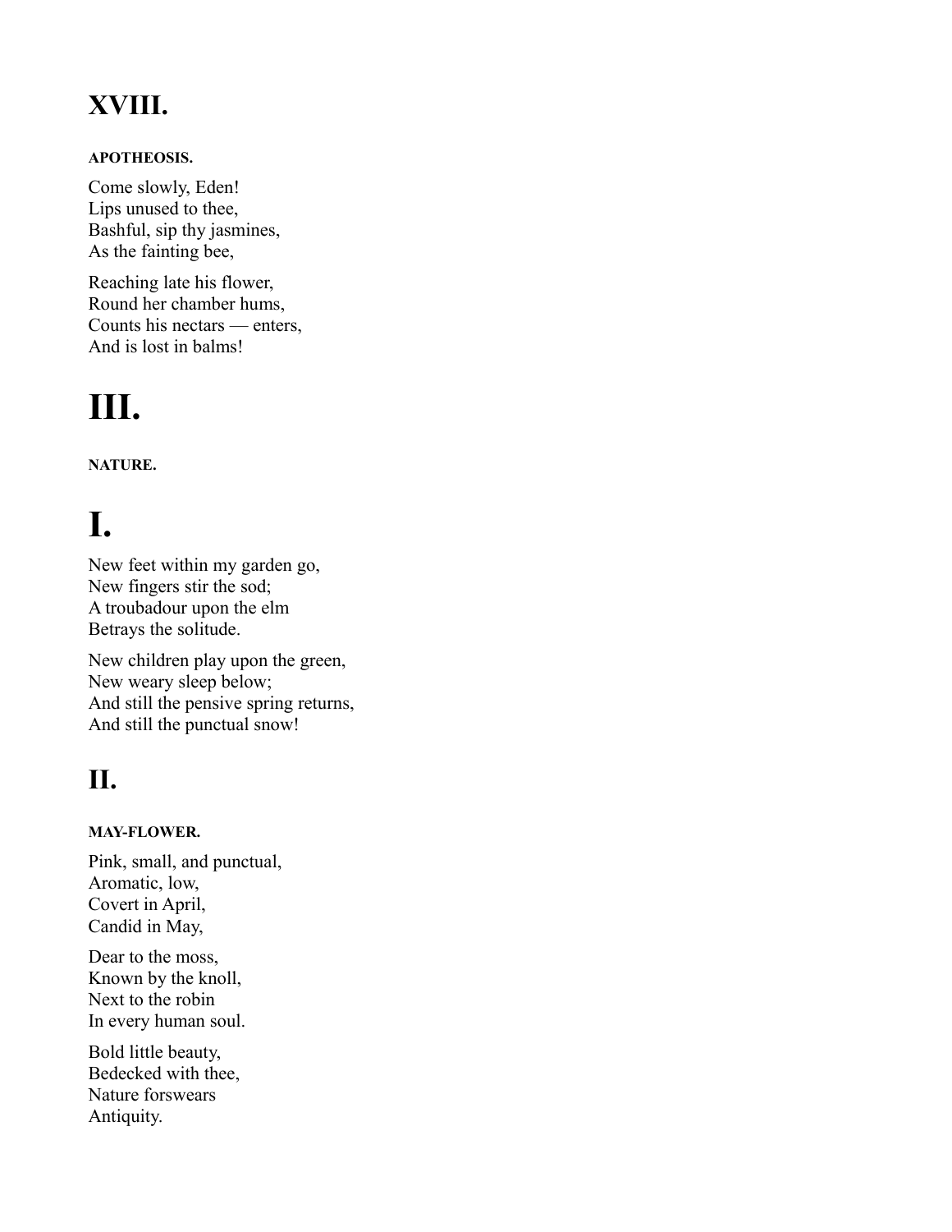## XVIII.

##### APOTHEOSIS.

Come slowly, Eden!
Lips unused to thee,
Bashful, sip thy jasmines,
As the fainting bee,

Reaching late his flower,
Round her chamber hums,
Counts his nectars — enters,
And is lost in balms!

# III.

##### NATURE.

# I.

New feet within my garden go,
New fingers stir the sod;
A troubadour upon the elm
Betrays the solitude.

New children play upon the green,
New weary sleep below;
And still the pensive spring returns,
And still the punctual snow!

## II.

##### MAY-FLOWER.

Pink, small, and punctual,
Aromatic, low,
Covert in April,
Candid in May,

Dear to the moss,
Known by the knoll,
Next to the robin
In every human soul.

Bold little beauty,
Bedecked with thee,
Nature forswears
Antiquity.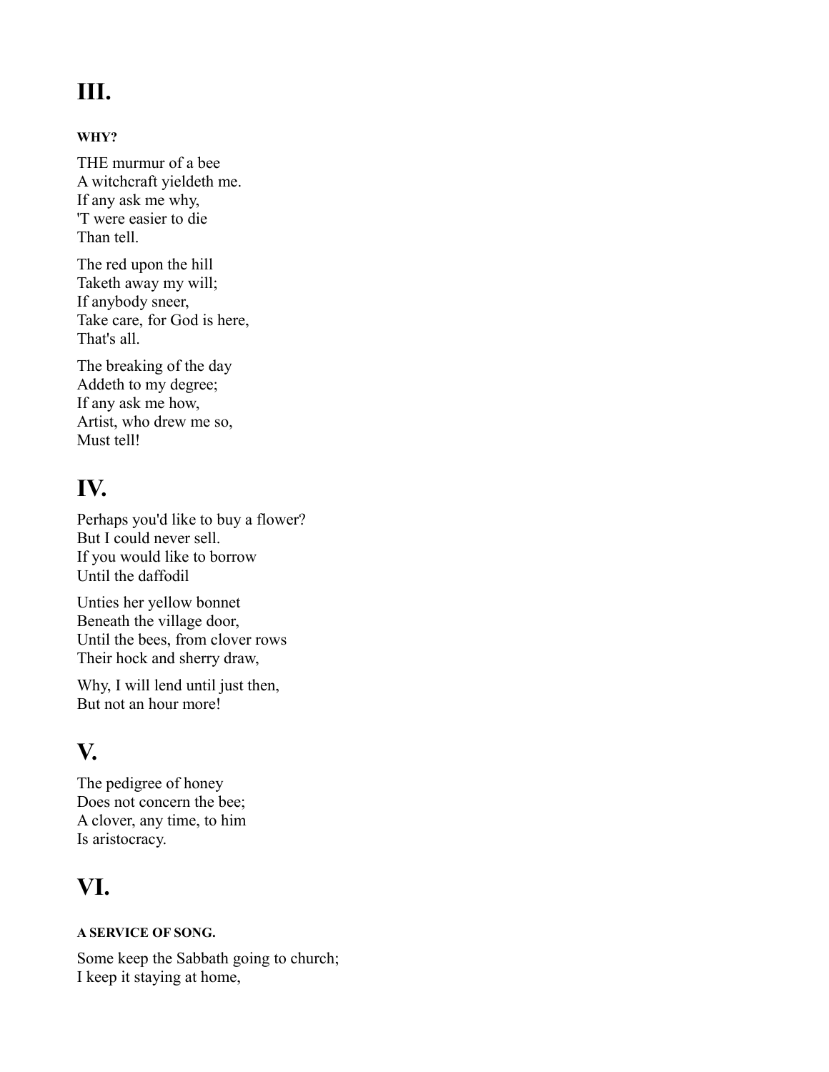## III.

#### WHY?

THE murmur of a bee  
A witchcraft yieldeth me.  
If any ask me why,  
'T were easier to die  
Than tell.

The red upon the hill  
Taketh away my will;  
If anybody sneer,  
Take care, for God is here,  
That's all.

The breaking of the day  
Addeth to my degree;  
If any ask me how,  
Artist, who drew me so,  
Must tell!

## IV.

Perhaps you'd like to buy a flower?  
But I could never sell.  
If you would like to borrow  
Until the daffodil

Unties her yellow bonnet  
Beneath the village door,  
Until the bees, from clover rows  
Their hock and sherry draw,

Why, I will lend until just then,  
But not an hour more!

## V.

The pedigree of honey  
Does not concern the bee;  
A clover, any time, to him  
Is aristocracy.

## VI.

#### A SERVICE OF SONG.

Some keep the Sabbath going to church;  
I keep it staying at home,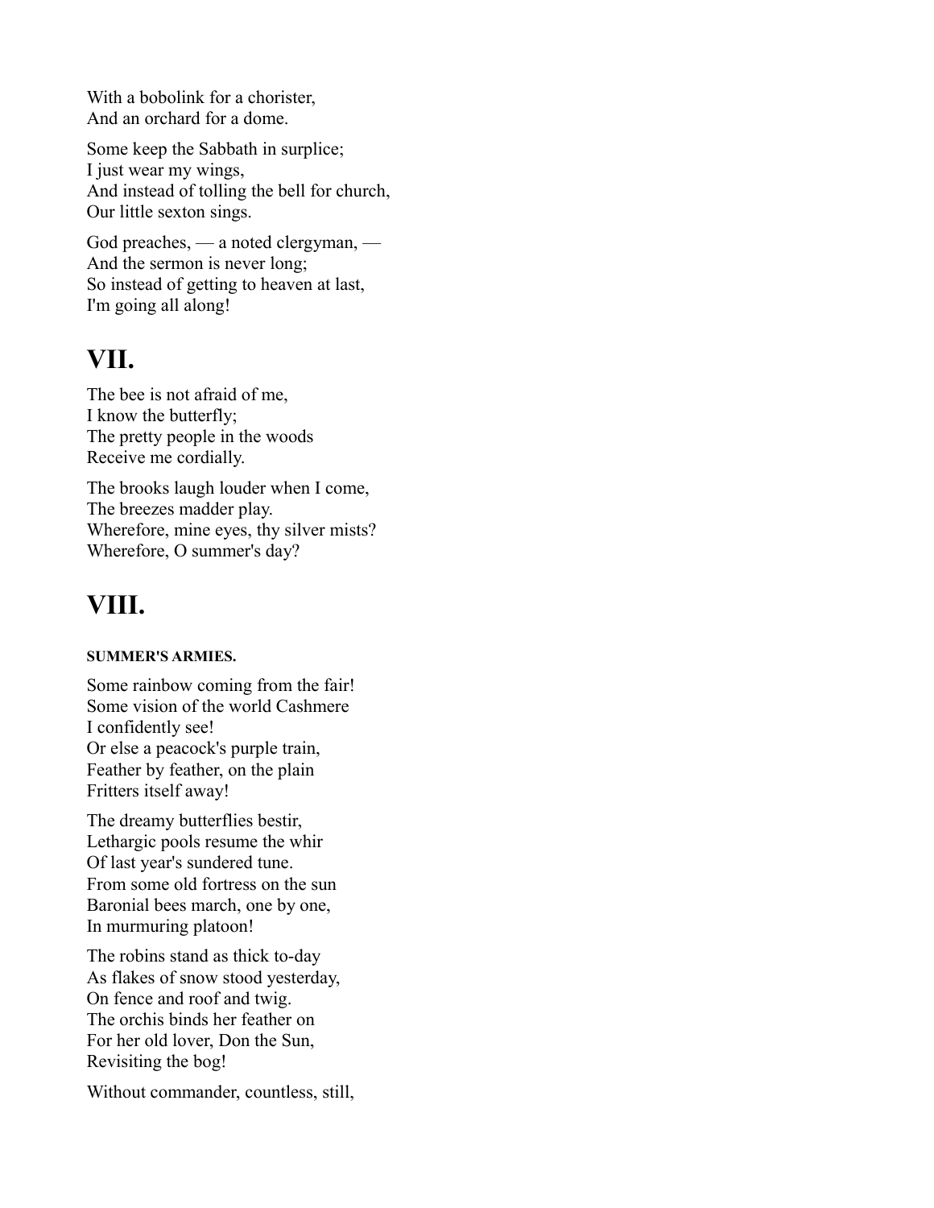With a bobolink for a chorister,
And an orchard for a dome.

Some keep the Sabbath in surplice;
I just wear my wings,
And instead of tolling the bell for church,
Our little sexton sings.

God preaches, — a noted clergyman, —
And the sermon is never long;
So instead of getting to heaven at last,
I'm going all along!

## VII.

The bee is not afraid of me,
I know the butterfly;
The pretty people in the woods
Receive me cordially.

The brooks laugh louder when I come,
The breezes madder play.
Wherefore, mine eyes, thy silver mists?
Wherefore, O summer's day?

## VIII.

#### SUMMER'S ARMIES.

Some rainbow coming from the fair!
Some vision of the world Cashmere
I confidently see!
Or else a peacock's purple train,
Feather by feather, on the plain
Fritters itself away!

The dreamy butterflies bestir,
Lethargic pools resume the whir
Of last year's sundered tune.
From some old fortress on the sun
Baronial bees march, one by one,
In murmuring platoon!

The robins stand as thick to-day
As flakes of snow stood yesterday,
On fence and roof and twig.
The orchis binds her feather on
For her old lover, Don the Sun,
Revisiting the bog!

Without commander, countless, still,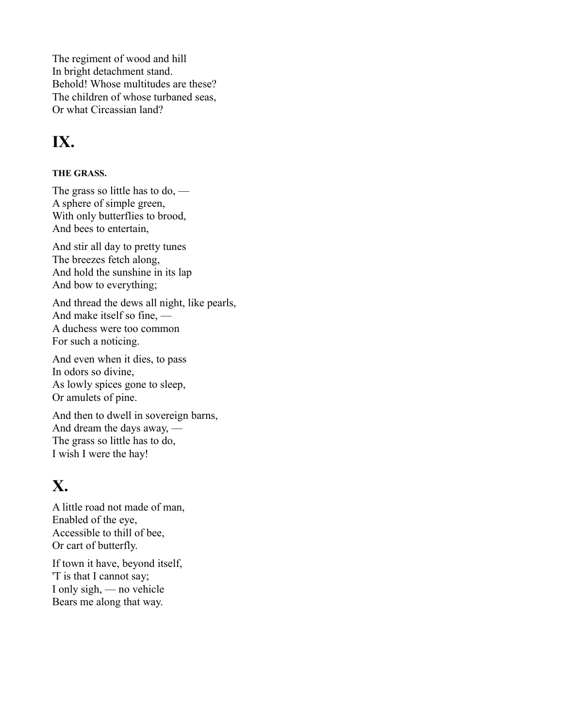The regiment of wood and hill
In bright detachment stand.
Behold! Whose multitudes are these?
The children of whose turbaned seas,
Or what Circassian land?

## IX.

##### THE GRASS.

The grass so little has to do, —
A sphere of simple green,
With only butterflies to brood,
And bees to entertain,

And stir all day to pretty tunes
The breezes fetch along,
And hold the sunshine in its lap
And bow to everything;

And thread the dews all night, like pearls,
And make itself so fine, —
A duchess were too common
For such a noticing.

And even when it dies, to pass
In odors so divine,
As lowly spices gone to sleep,
Or amulets of pine.

And then to dwell in sovereign barns,
And dream the days away, —
The grass so little has to do,
I wish I were the hay!

## X.

A little road not made of man,
Enabled of the eye,
Accessible to thill of bee,
Or cart of butterfly.

If town it have, beyond itself,
'T is that I cannot say;
I only sigh, — no vehicle
Bears me along that way.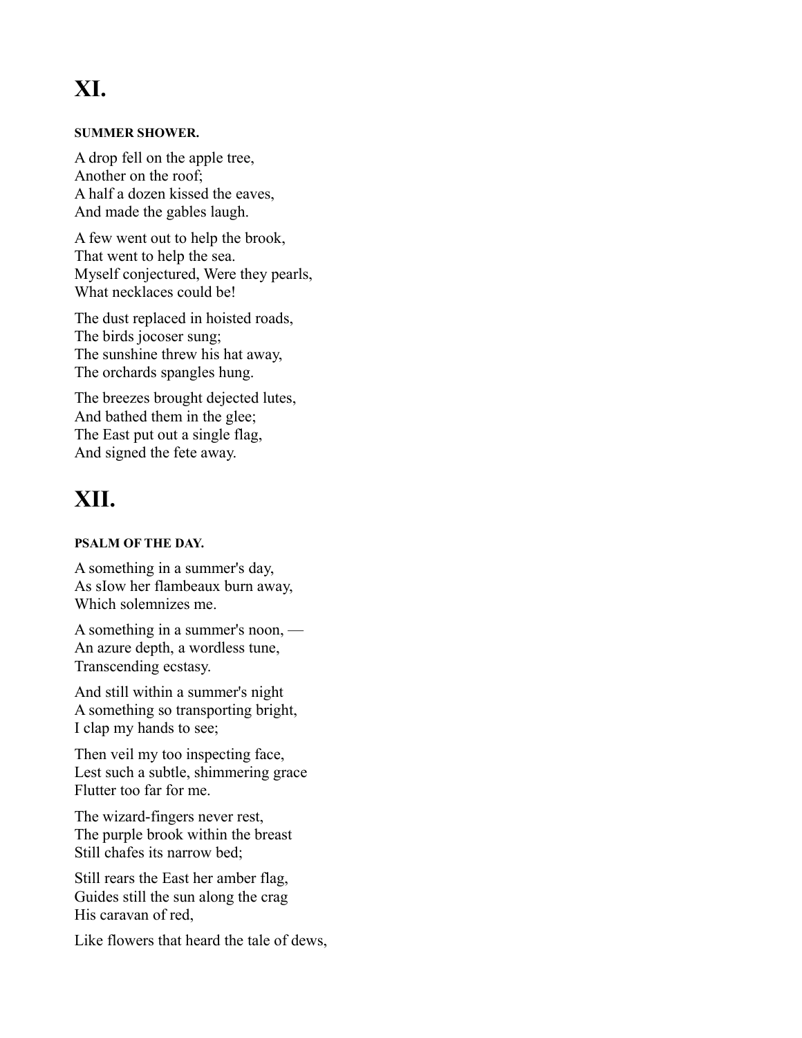# XI.

#### SUMMER SHOWER.

A drop fell on the apple tree,
Another on the roof;
A half a dozen kissed the eaves,
And made the gables laugh.

A few went out to help the brook,
That went to help the sea.
Myself conjectured, Were they pearls,
What necklaces could be!

The dust replaced in hoisted roads,
The birds jocoser sung;
The sunshine threw his hat away,
The orchards spangles hung.

The breezes brought dejected lutes,
And bathed them in the glee;
The East put out a single flag,
And signed the fete away.

# XII.

#### PSALM OF THE DAY.

A something in a summer's day,
As slow her flambeaux burn away,
Which solemnizes me.

A something in a summer's noon, —
An azure depth, a wordless tune,
Transcending ecstasy.

And still within a summer's night
A something so transporting bright,
I clap my hands to see;

Then veil my too inspecting face,
Lest such a subtle, shimmering grace
Flutter too far for me.

The wizard-fingers never rest,
The purple brook within the breast
Still chafes its narrow bed;

Still rears the East her amber flag,
Guides still the sun along the crag
His caravan of red,

Like flowers that heard the tale of dews,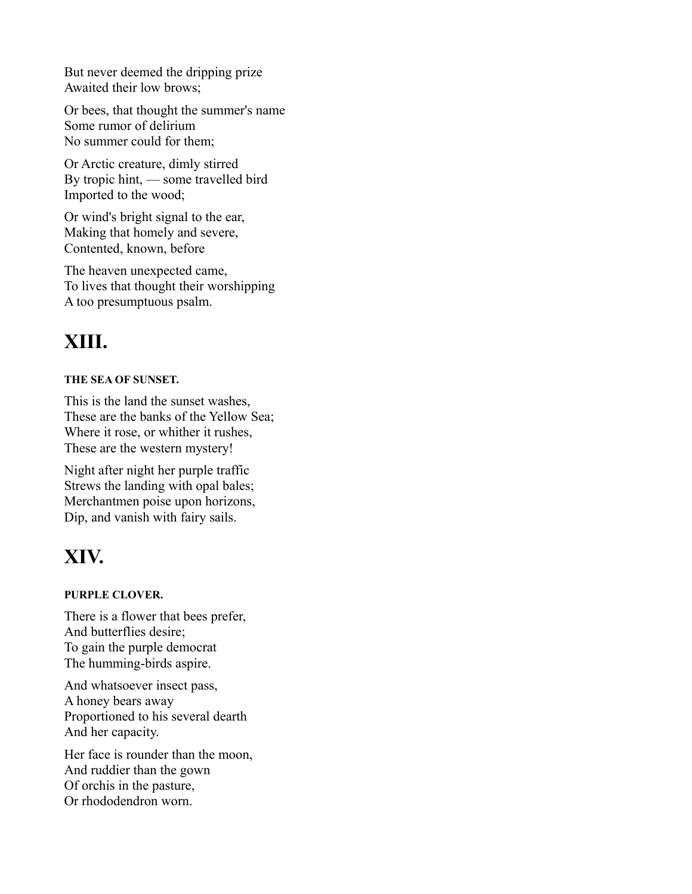But never deemed the dripping prize
Awaited their low brows;

Or bees, that thought the summer's name
Some rumor of delirium
No summer could for them;

Or Arctic creature, dimly stirred
By tropic hint, — some travelled bird
Imported to the wood;

Or wind's bright signal to the ear,
Making that homely and severe,
Contented, known, before

The heaven unexpected came,
To lives that thought their worshipping
A too presumptuous psalm.

## XIII.

##### THE SEA OF SUNSET.

This is the land the sunset washes,
These are the banks of the Yellow Sea;
Where it rose, or whither it rushes,
These are the western mystery!

Night after night her purple traffic
Strews the landing with opal bales;
Merchantmen poise upon horizons,
Dip, and vanish with fairy sails.

## XIV.

##### PURPLE CLOVER.

There is a flower that bees prefer,
And butterflies desire;
To gain the purple democrat
The humming-birds aspire.

And whatsoever insect pass,
A honey bears away
Proportioned to his several dearth
And her capacity.

Her face is rounder than the moon,
And ruddier than the gown
Of orchis in the pasture,
Or rhododendron worn.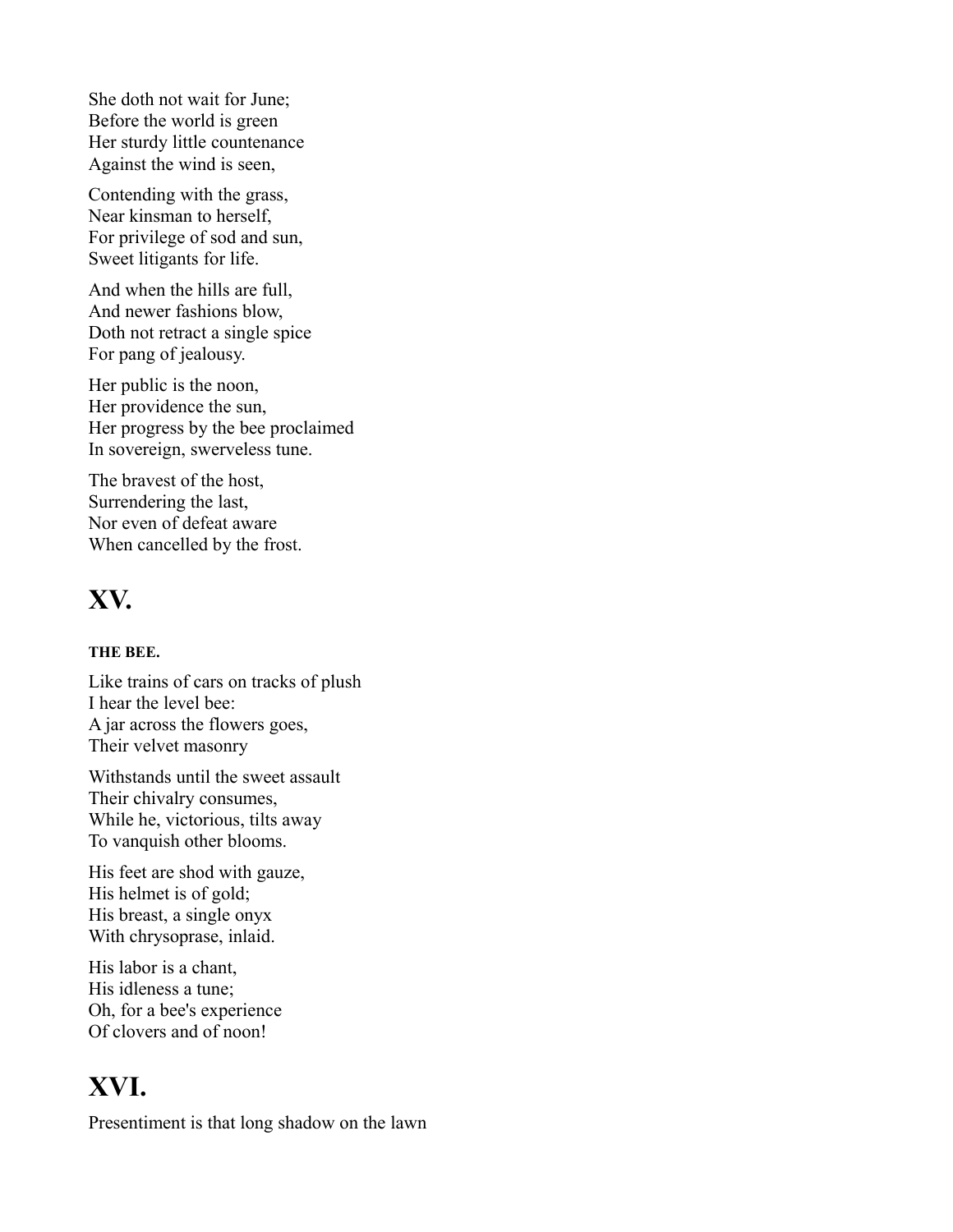She doth not wait for June;
Before the world is green
Her sturdy little countenance
Against the wind is seen,

Contending with the grass,
Near kinsman to herself,
For privilege of sod and sun,
Sweet litigants for life.

And when the hills are full,
And newer fashions blow,
Doth not retract a single spice
For pang of jealousy.

Her public is the noon,
Her providence the sun,
Her progress by the bee proclaimed
In sovereign, swerveless tune.

The bravest of the host,
Surrendering the last,
Nor even of defeat aware
When cancelled by the frost.

## XV.

#### THE BEE.

Like trains of cars on tracks of plush
I hear the level bee:
A jar across the flowers goes,
Their velvet masonry

Withstands until the sweet assault
Their chivalry consumes,
While he, victorious, tilts away
To vanquish other blooms.

His feet are shod with gauze,
His helmet is of gold;
His breast, a single onyx
With chrysoprase, inlaid.

His labor is a chant,
His idleness a tune;
Oh, for a bee's experience
Of clovers and of noon!

## XVI.

Presentiment is that long shadow on the lawn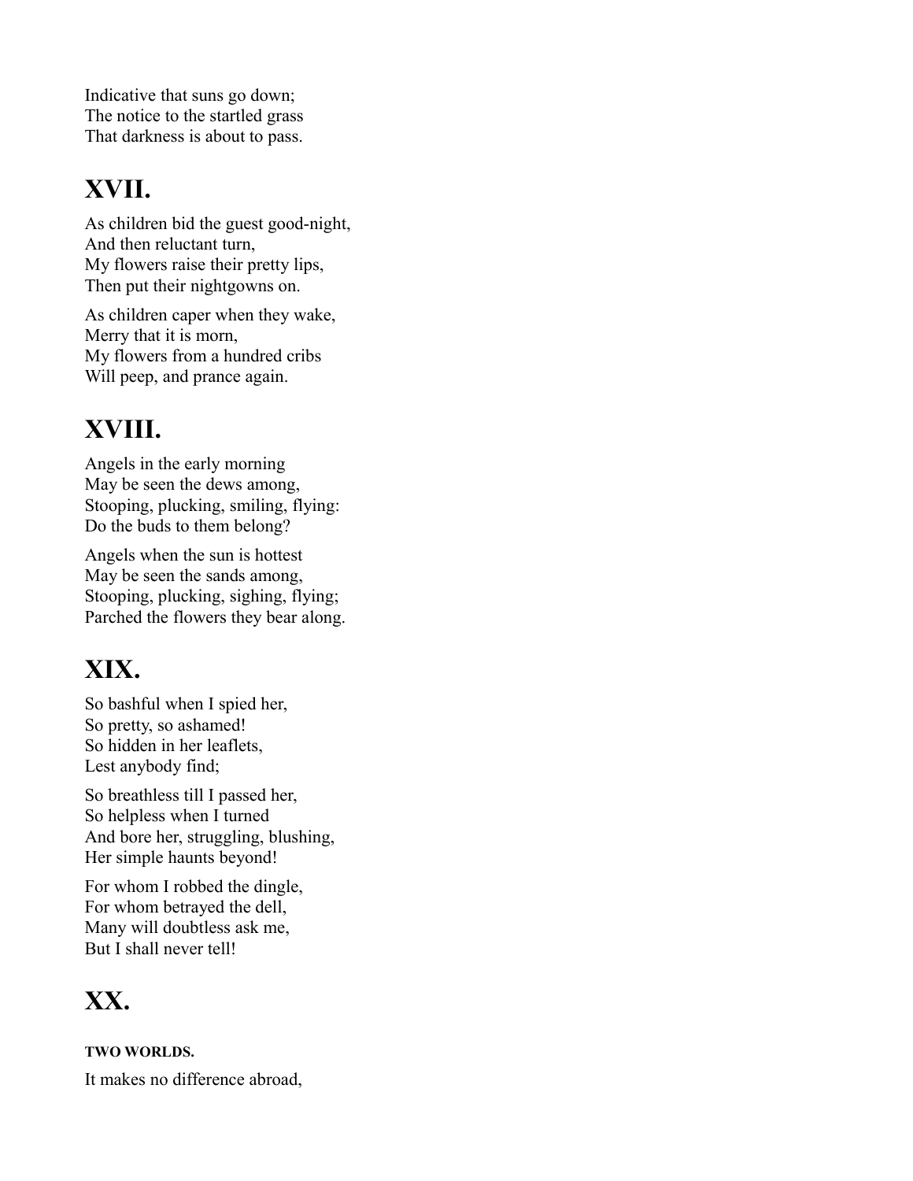Indicative that suns go down;
The notice to the startled grass
That darkness is about to pass.

## XVII.

As children bid the guest good-night,
And then reluctant turn,
My flowers raise their pretty lips,
Then put their nightgowns on.

As children caper when they wake,
Merry that it is morn,
My flowers from a hundred cribs
Will peep, and prance again.

## XVIII.

Angels in the early morning
May be seen the dews among,
Stooping, plucking, smiling, flying:
Do the buds to them belong?

Angels when the sun is hottest
May be seen the sands among,
Stooping, plucking, sighing, flying;
Parched the flowers they bear along.

## XIX.

So bashful when I spied her,
So pretty, so ashamed!
So hidden in her leaflets,
Lest anybody find;

So breathless till I passed her,
So helpless when I turned
And bore her, struggling, blushing,
Her simple haunts beyond!

For whom I robbed the dingle,
For whom betrayed the dell,
Many will doubtless ask me,
But I shall never tell!

## XX.

#### TWO WORLDS.

It makes no difference abroad,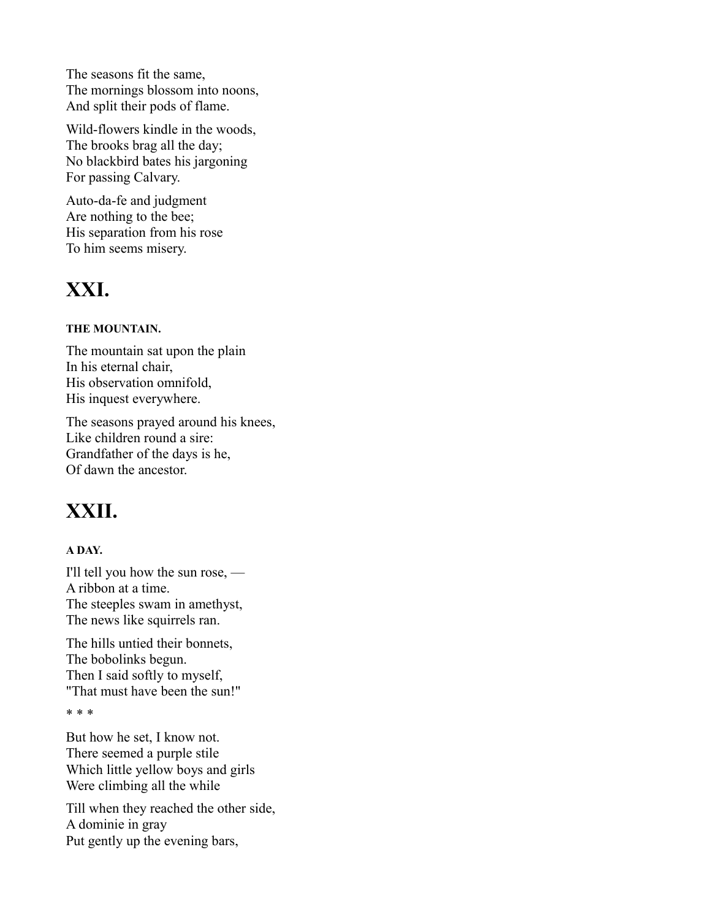The seasons fit the same,
The mornings blossom into noons,
And split their pods of flame.

Wild-flowers kindle in the woods,
The brooks brag all the day;
No blackbird bates his jargoning
For passing Calvary.

Auto-da-fe and judgment
Are nothing to the bee;
His separation from his rose
To him seems misery.

# XXI.

##### THE MOUNTAIN.

The mountain sat upon the plain
In his eternal chair,
His observation omnifold,
His inquest everywhere.

The seasons prayed around his knees,
Like children round a sire:
Grandfather of the days is he,
Of dawn the ancestor.

# XXII.

##### A DAY.

I'll tell you how the sun rose, —
A ribbon at a time.
The steeples swam in amethyst,
The news like squirrels ran.

The hills untied their bonnets,
The bobolinks begun.
Then I said softly to myself,
"That must have been the sun!"

* * *

But how he set, I know not.
There seemed a purple stile
Which little yellow boys and girls
Were climbing all the while

Till when they reached the other side,
A dominie in gray
Put gently up the evening bars,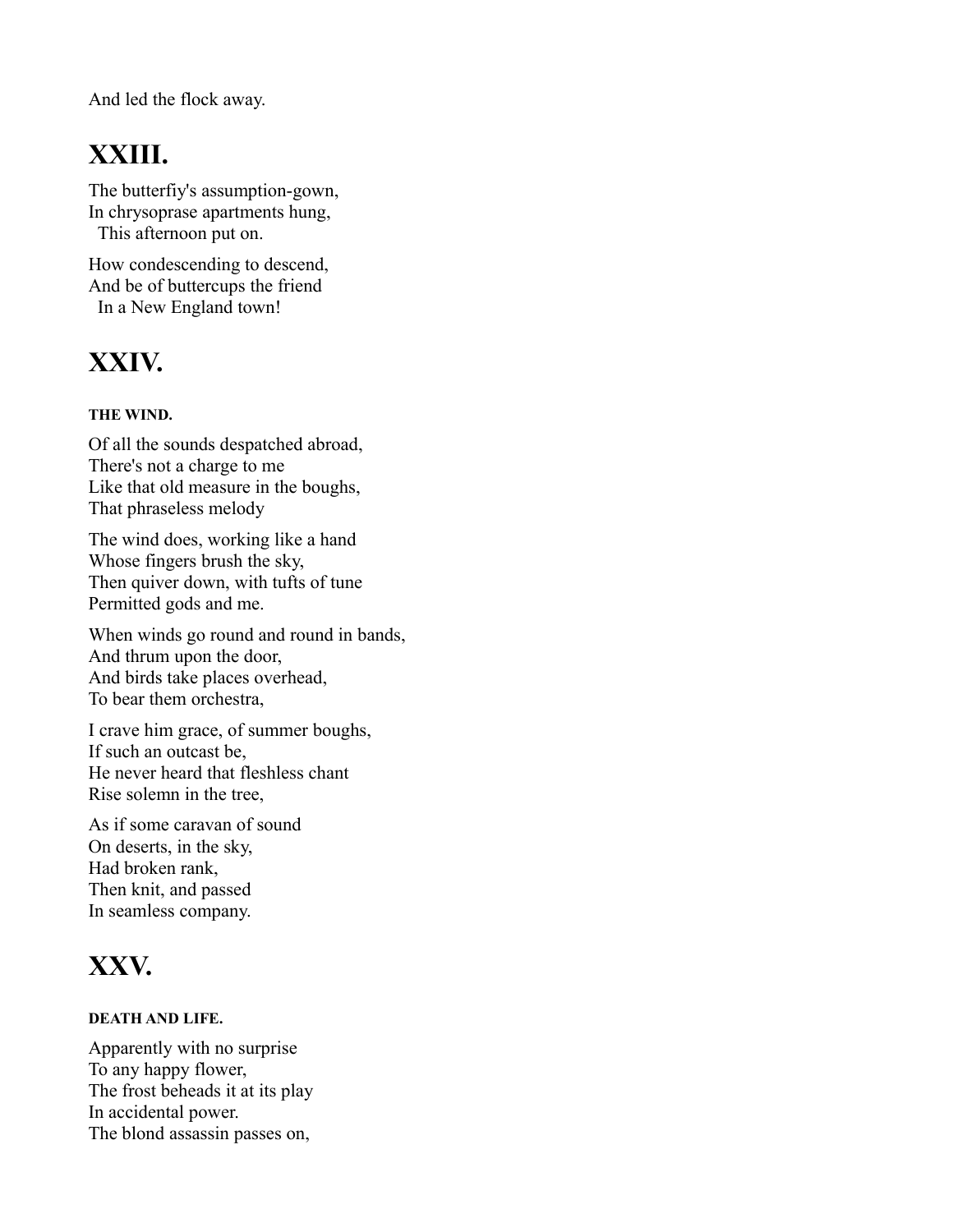And led the flock away.

## XXIII.

The butterfiy's assumption-gown,
In chrysoprase apartments hung,
  This afternoon put on.

How condescending to descend,
And be of buttercups the friend
  In a New England town!

## XXIV.

#### THE WIND.

Of all the sounds despatched abroad,
There's not a charge to me
Like that old measure in the boughs,
That phraseless melody

The wind does, working like a hand
Whose fingers brush the sky,
Then quiver down, with tufts of tune
Permitted gods and me.

When winds go round and round in bands,
And thrum upon the door,
And birds take places overhead,
To bear them orchestra,

I crave him grace, of summer boughs,
If such an outcast be,
He never heard that fleshless chant
Rise solemn in the tree,

As if some caravan of sound
On deserts, in the sky,
Had broken rank,
Then knit, and passed
In seamless company.

## XXV.

#### DEATH AND LIFE.

Apparently with no surprise
To any happy flower,
The frost beheads it at its play
In accidental power.
The blond assassin passes on,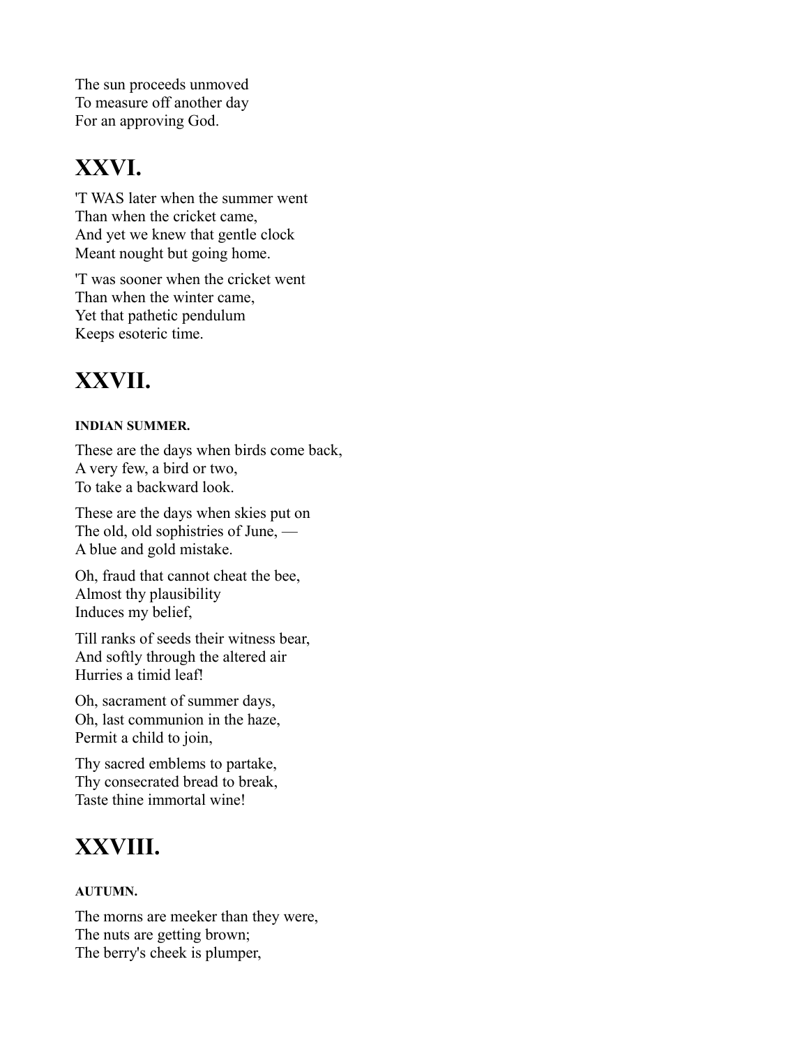The sun proceeds unmoved
To measure off another day
For an approving God.

## XXVI.

'T WAS later when the summer went
Than when the cricket came,
And yet we knew that gentle clock
Meant nought but going home.

'T was sooner when the cricket went
Than when the winter came,
Yet that pathetic pendulum
Keeps esoteric time.

## XXVII.

#### INDIAN SUMMER.

These are the days when birds come back,
A very few, a bird or two,
To take a backward look.

These are the days when skies put on
The old, old sophistries of June, —
A blue and gold mistake.

Oh, fraud that cannot cheat the bee,
Almost thy plausibility
Induces my belief,

Till ranks of seeds their witness bear,
And softly through the altered air
Hurries a timid leaf!

Oh, sacrament of summer days,
Oh, last communion in the haze,
Permit a child to join,

Thy sacred emblems to partake,
Thy consecrated bread to break,
Taste thine immortal wine!

## XXVIII.

#### AUTUMN.

The morns are meeker than they were,
The nuts are getting brown;
The berry's cheek is plumper,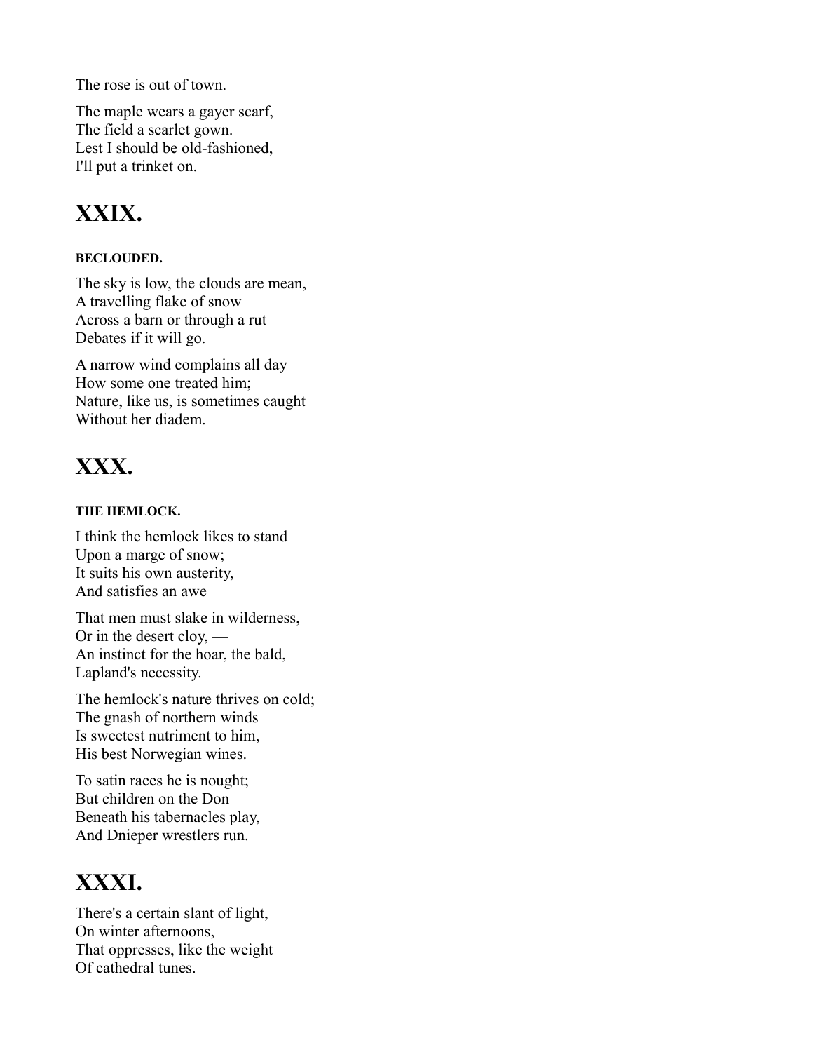The rose is out of town.

The maple wears a gayer scarf,
The field a scarlet gown.
Lest I should be old-fashioned,
I'll put a trinket on.

## XXIX.

#### BECLOUDED.

The sky is low, the clouds are mean,
A travelling flake of snow
Across a barn or through a rut
Debates if it will go.

A narrow wind complains all day
How some one treated him;
Nature, like us, is sometimes caught
Without her diadem.

## XXX.

#### THE HEMLOCK.

I think the hemlock likes to stand
Upon a marge of snow;
It suits his own austerity,
And satisfies an awe

That men must slake in wilderness,
Or in the desert cloy, —
An instinct for the hoar, the bald,
Lapland's necessity.

The hemlock's nature thrives on cold;
The gnash of northern winds
Is sweetest nutriment to him,
His best Norwegian wines.

To satin races he is nought;
But children on the Don
Beneath his tabernacles play,
And Dnieper wrestlers run.

## XXXI.

There's a certain slant of light,
On winter afternoons,
That oppresses, like the weight
Of cathedral tunes.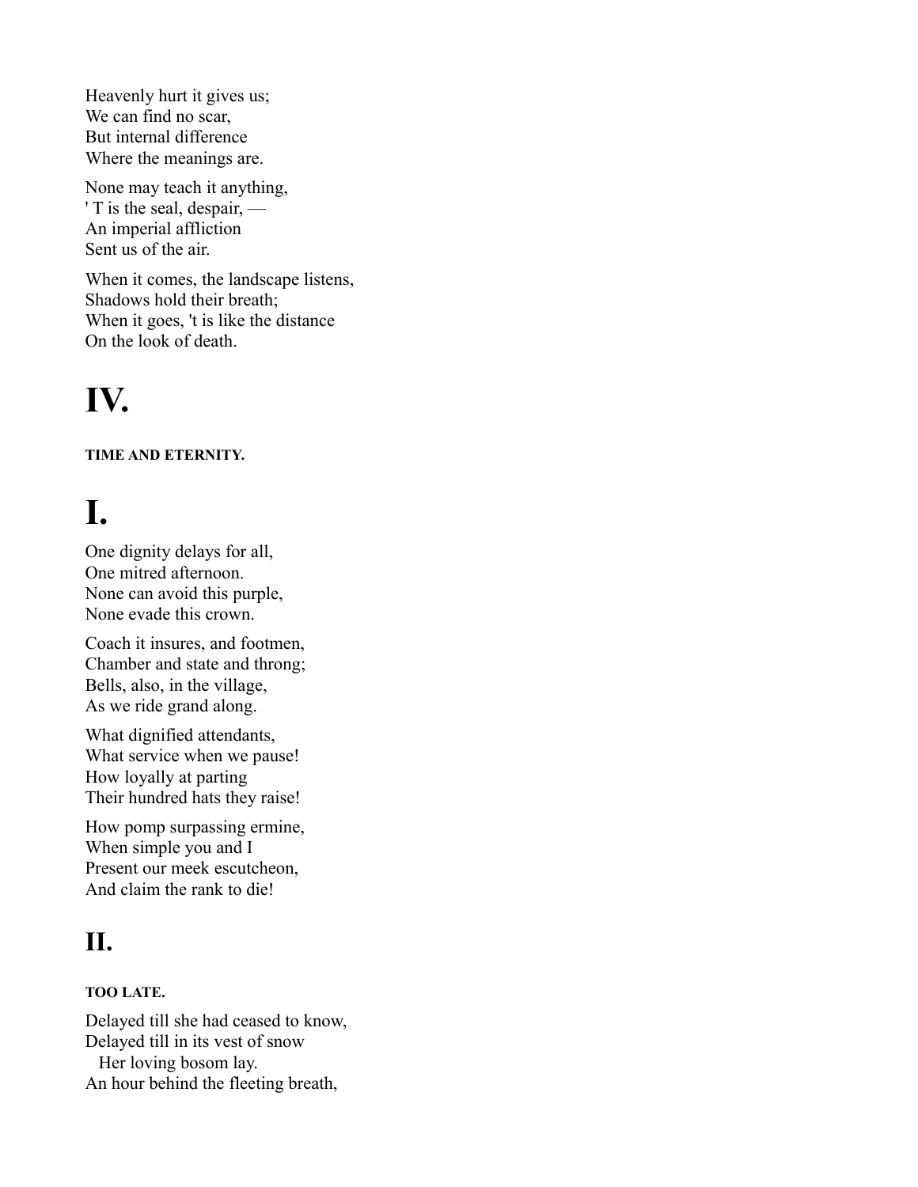Heavenly hurt it gives us;
We can find no scar,
But internal difference
Where the meanings are.

None may teach it anything,
' T is the seal, despair, —
An imperial affliction
Sent us of the air.

When it comes, the landscape listens,
Shadows hold their breath;
When it goes, 't is like the distance
On the look of death.

# IV.

**TIME AND ETERNITY.**

# I.

One dignity delays for all,
One mitred afternoon.
None can avoid this purple,
None evade this crown.

Coach it insures, and footmen,
Chamber and state and throng;
Bells, also, in the village,
As we ride grand along.

What dignified attendants,
What service when we pause!
How loyally at parting
Their hundred hats they raise!

How pomp surpassing ermine,
When simple you and I
Present our meek escutcheon,
And claim the rank to die!

## II.

**TOO LATE.**

Delayed till she had ceased to know,
Delayed till in its vest of snow
  Her loving bosom lay.
An hour behind the fleeting breath,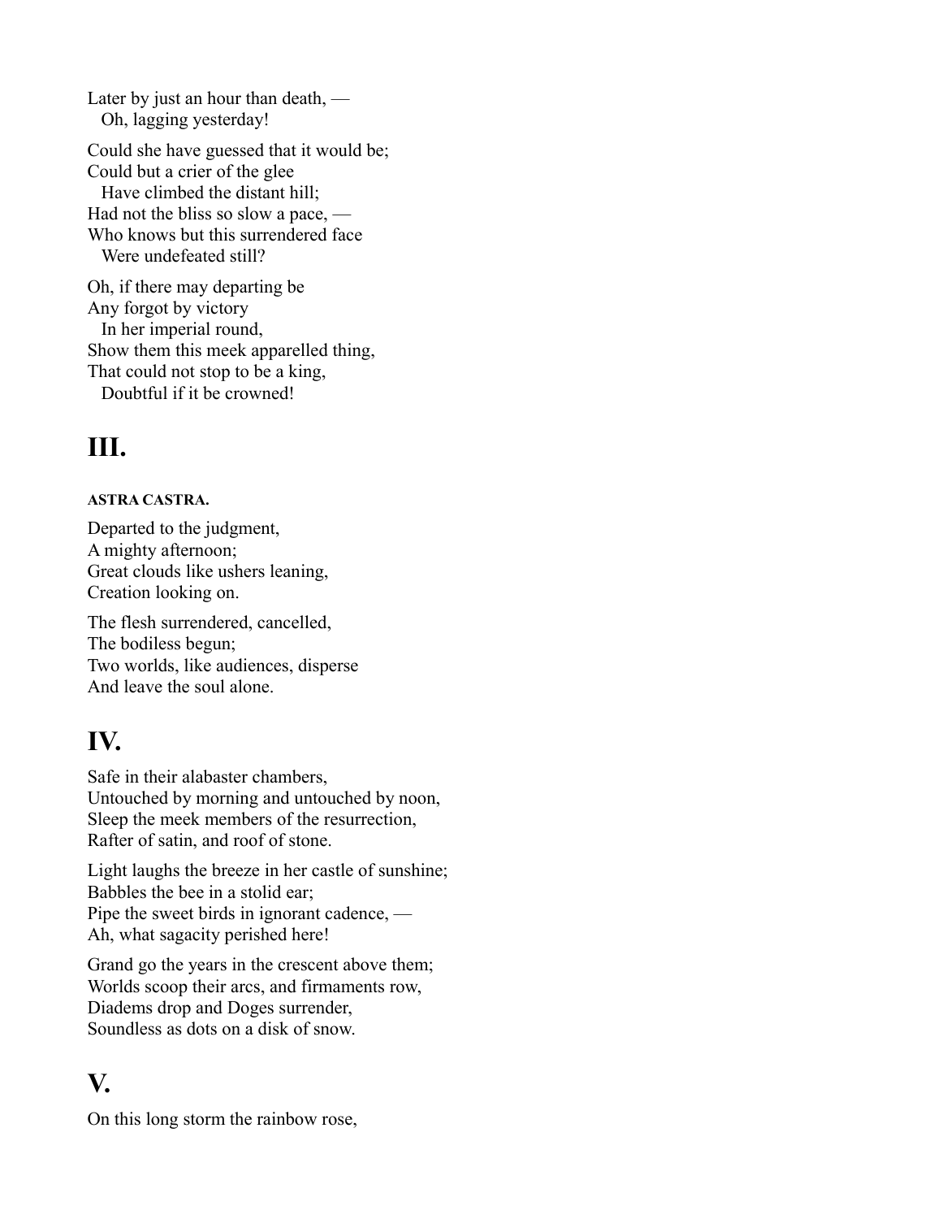Later by just an hour than death, —  
   Oh, lagging yesterday!

Could she have guessed that it would be;  
Could but a crier of the glee  
   Have climbed the distant hill;  
Had not the bliss so slow a pace, —  
Who knows but this surrendered face  
   Were undefeated still?

Oh, if there may departing be  
Any forgot by victory  
   In her imperial round,  
Show them this meek apparelled thing,  
That could not stop to be a king,  
   Doubtful if it be crowned!

# III.

##### ASTRA CASTRA.

Departed to the judgment,  
A mighty afternoon;  
Great clouds like ushers leaning,  
Creation looking on.

The flesh surrendered, cancelled,  
The bodiless begun;  
Two worlds, like audiences, disperse  
And leave the soul alone.

# IV.

Safe in their alabaster chambers,  
Untouched by morning and untouched by noon,  
Sleep the meek members of the resurrection,  
Rafter of satin, and roof of stone.

Light laughs the breeze in her castle of sunshine;  
Babbles the bee in a stolid ear;  
Pipe the sweet birds in ignorant cadence, —  
Ah, what sagacity perished here!

Grand go the years in the crescent above them;  
Worlds scoop their arcs, and firmaments row,  
Diadems drop and Doges surrender,  
Soundless as dots on a disk of snow.

# V.

On this long storm the rainbow rose,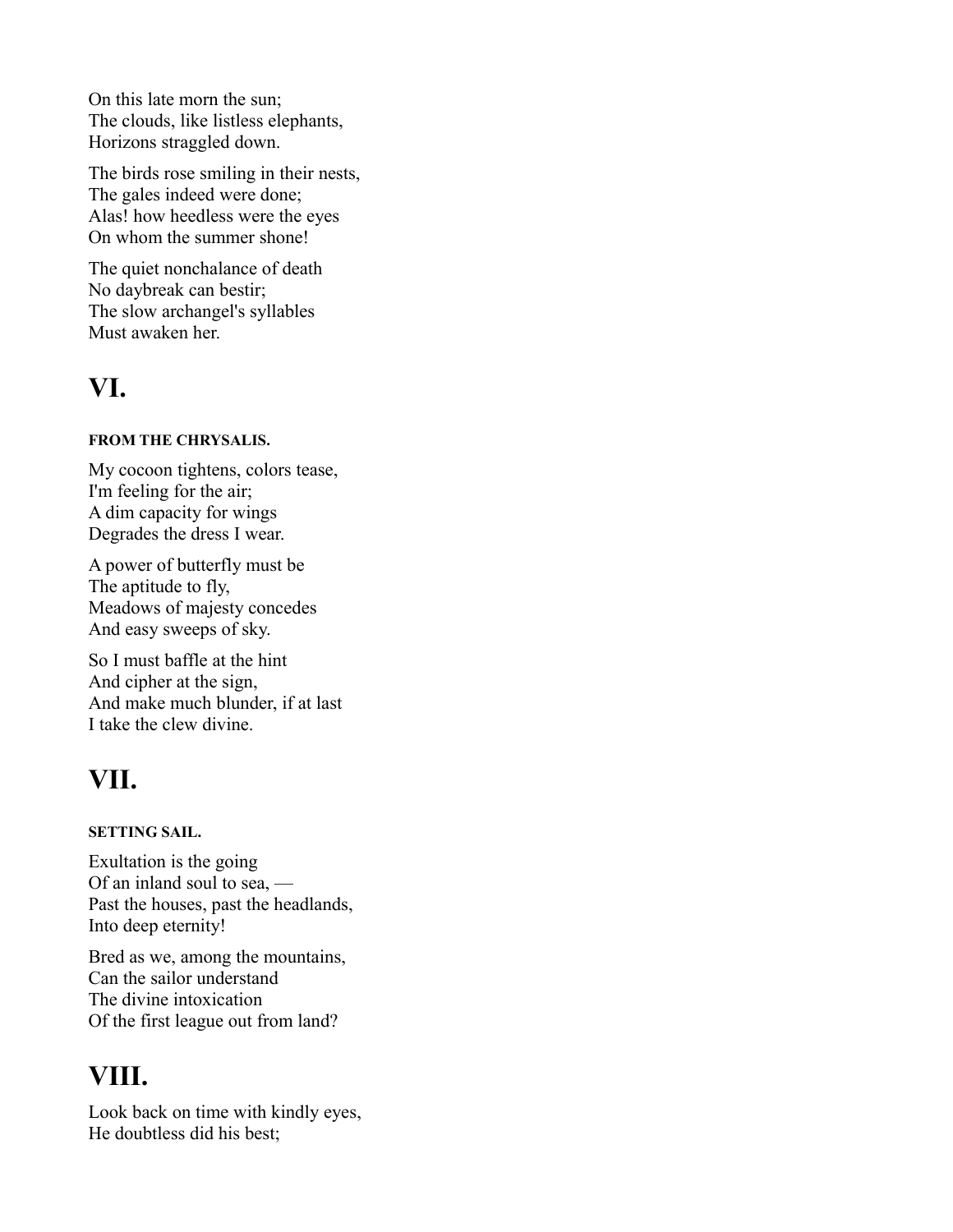On this late morn the sun;
The clouds, like listless elephants,
Horizons straggled down.

The birds rose smiling in their nests,
The gales indeed were done;
Alas! how heedless were the eyes
On whom the summer shone!

The quiet nonchalance of death
No daybreak can bestir;
The slow archangel's syllables
Must awaken her.

# VI.

##### FROM THE CHRYSALIS.

My cocoon tightens, colors tease,
I'm feeling for the air;
A dim capacity for wings
Degrades the dress I wear.

A power of butterfly must be
The aptitude to fly,
Meadows of majesty concedes
And easy sweeps of sky.

So I must baffle at the hint
And cipher at the sign,
And make much blunder, if at last
I take the clew divine.

# VII.

##### SETTING SAIL.

Exultation is the going
Of an inland soul to sea, —
Past the houses, past the headlands,
Into deep eternity!

Bred as we, among the mountains,
Can the sailor understand
The divine intoxication
Of the first league out from land?

# VIII.

Look back on time with kindly eyes,
He doubtless did his best;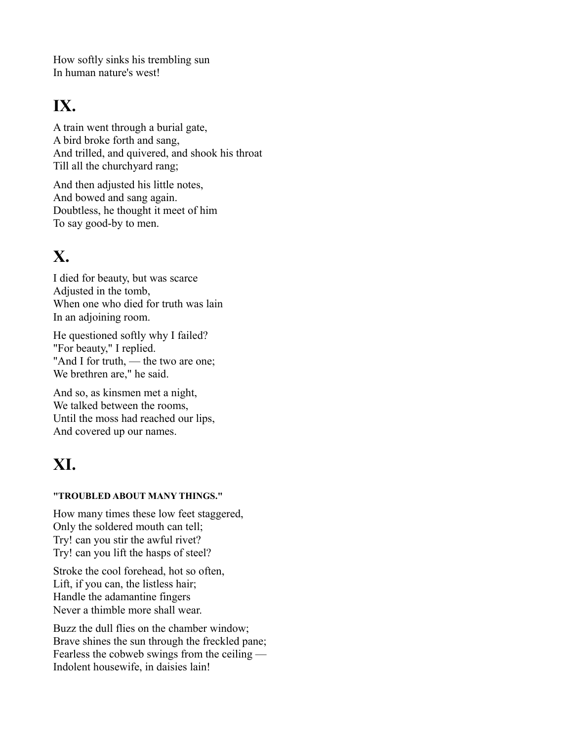How softly sinks his trembling sun
In human nature's west!

## IX.

A train went through a burial gate,
A bird broke forth and sang,
And trilled, and quivered, and shook his throat
Till all the churchyard rang;

And then adjusted his little notes,
And bowed and sang again.
Doubtless, he thought it meet of him
To say good-by to men.

## X.

I died for beauty, but was scarce
Adjusted in the tomb,
When one who died for truth was lain
In an adjoining room.

He questioned softly why I failed?
"For beauty," I replied.
"And I for truth, — the two are one;
We brethren are," he said.

And so, as kinsmen met a night,
We talked between the rooms,
Until the moss had reached our lips,
And covered up our names.

## XI.

#### "TROUBLED ABOUT MANY THINGS."

How many times these low feet staggered,
Only the soldered mouth can tell;
Try! can you stir the awful rivet?
Try! can you lift the hasps of steel?

Stroke the cool forehead, hot so often,
Lift, if you can, the listless hair;
Handle the adamantine fingers
Never a thimble more shall wear.

Buzz the dull flies on the chamber window;
Brave shines the sun through the freckled pane;
Fearless the cobweb swings from the ceiling —
Indolent housewife, in daisies lain!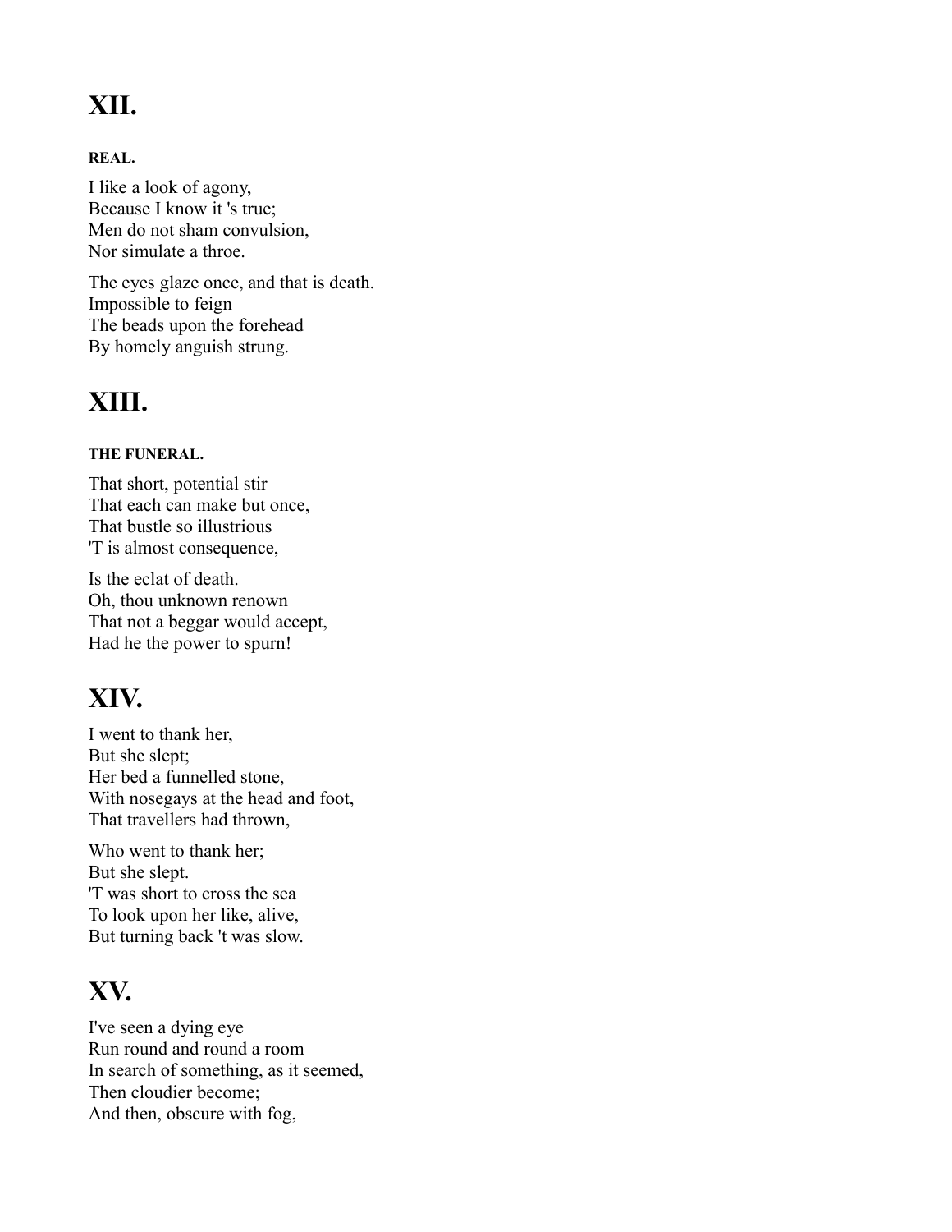## XII.

#### REAL.

I like a look of agony,
Because I know it 's true;
Men do not sham convulsion,
Nor simulate a throe.

The eyes glaze once, and that is death.
Impossible to feign
The beads upon the forehead
By homely anguish strung.

## XIII.

#### THE FUNERAL.

That short, potential stir
That each can make but once,
That bustle so illustrious
'T is almost consequence,

Is the eclat of death.
Oh, thou unknown renown
That not a beggar would accept,
Had he the power to spurn!

## XIV.

I went to thank her,
But she slept;
Her bed a funnelled stone,
With nosegays at the head and foot,
That travellers had thrown,

Who went to thank her;
But she slept.
'T was short to cross the sea
To look upon her like, alive,
But turning back 't was slow.

## XV.

I've seen a dying eye
Run round and round a room
In search of something, as it seemed,
Then cloudier become;
And then, obscure with fog,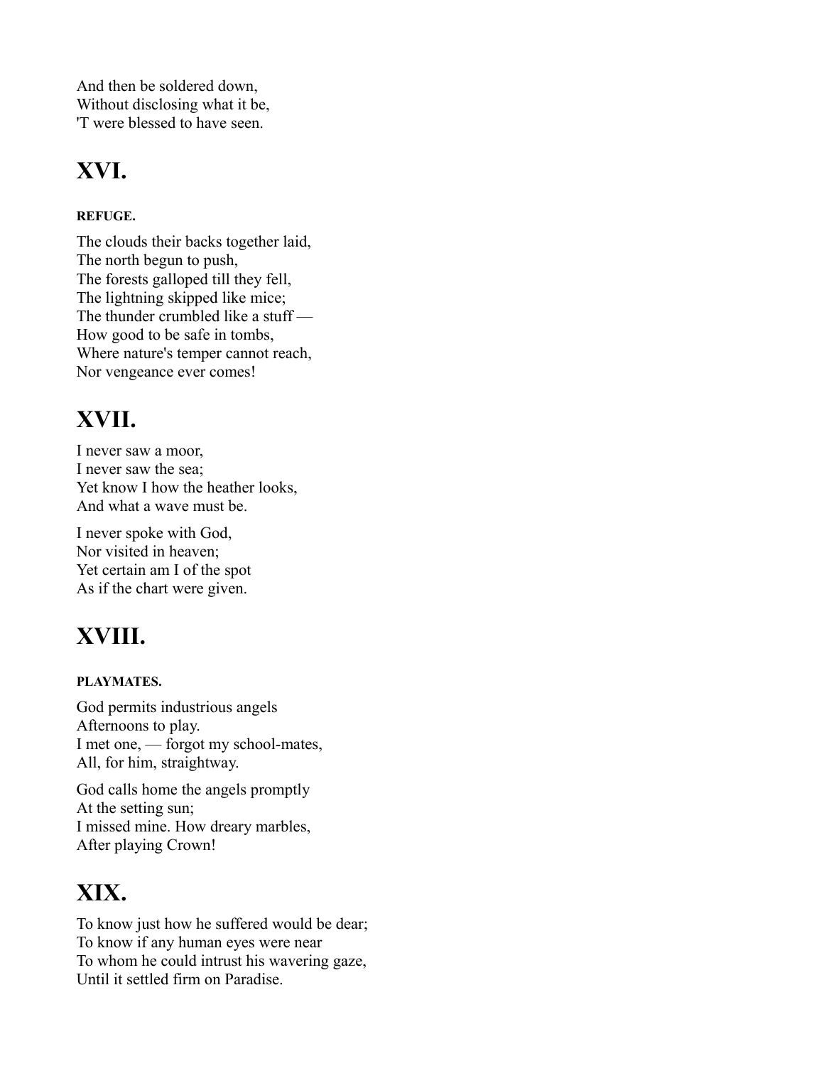And then be soldered down,  
Without disclosing what it be,  
'T were blessed to have seen.

## XVI.

#### REFUGE.

The clouds their backs together laid,  
The north begun to push,  
The forests galloped till they fell,  
The lightning skipped like mice;  
The thunder crumbled like a stuff —  
How good to be safe in tombs,  
Where nature's temper cannot reach,  
Nor vengeance ever comes!

## XVII.

I never saw a moor,  
I never saw the sea;  
Yet know I how the heather looks,  
And what a wave must be.

I never spoke with God,  
Nor visited in heaven;  
Yet certain am I of the spot  
As if the chart were given.

## XVIII.

#### PLAYMATES.

God permits industrious angels  
Afternoons to play.  
I met one, — forgot my school-mates,  
All, for him, straightway.

God calls home the angels promptly  
At the setting sun;  
I missed mine. How dreary marbles,  
After playing Crown!

## XIX.

To know just how he suffered would be dear;  
To know if any human eyes were near  
To whom he could intrust his wavering gaze,  
Until it settled firm on Paradise.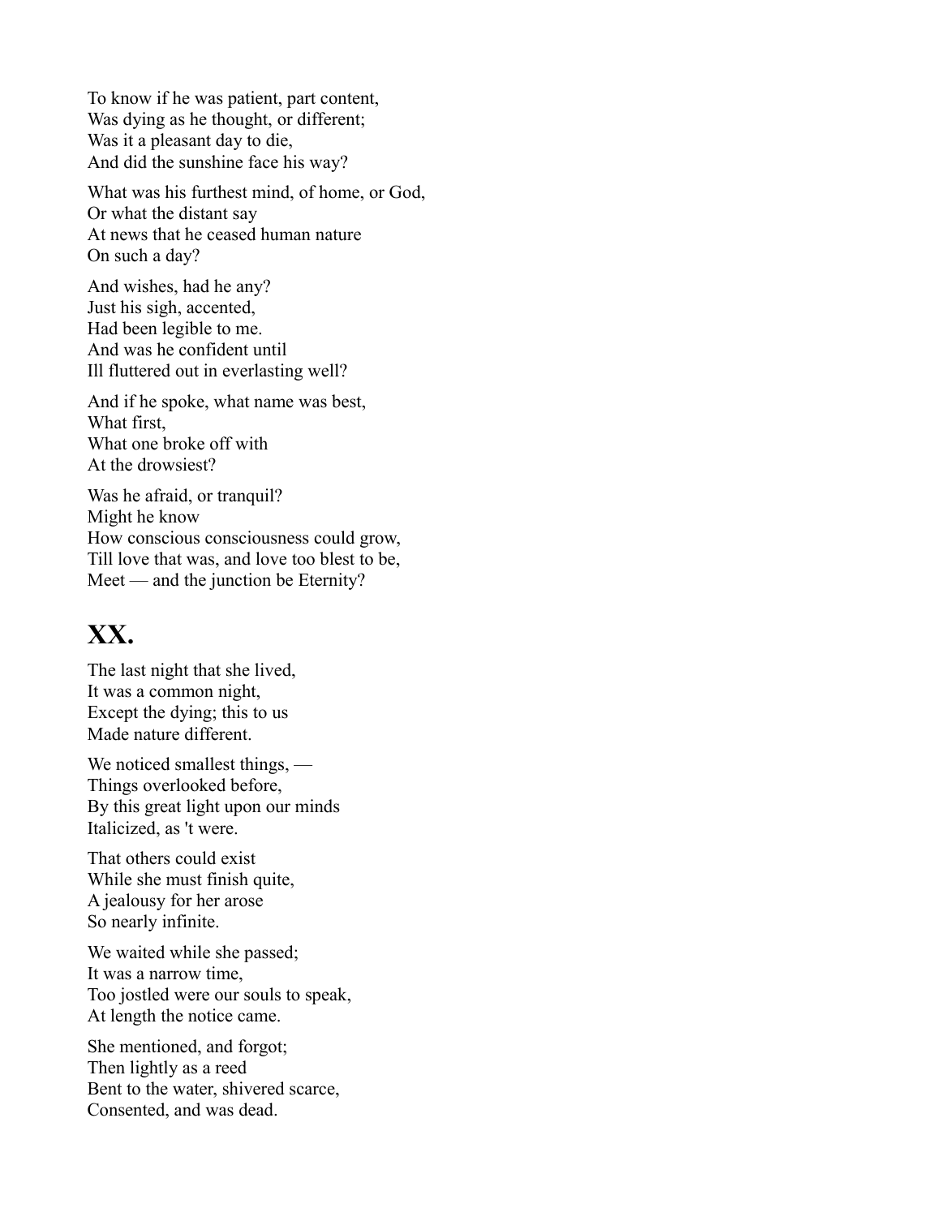To know if he was patient, part content,  
Was dying as he thought, or different;  
Was it a pleasant day to die,  
And did the sunshine face his way?

What was his furthest mind, of home, or God,  
Or what the distant say  
At news that he ceased human nature  
On such a day?

And wishes, had he any?  
Just his sigh, accented,  
Had been legible to me.  
And was he confident until  
Ill fluttered out in everlasting well?

And if he spoke, what name was best,  
What first,  
What one broke off with  
At the drowsiest?

Was he afraid, or tranquil?  
Might he know  
How conscious consciousness could grow,  
Till love that was, and love too blest to be,  
Meet — and the junction be Eternity?

## XX.

The last night that she lived,  
It was a common night,  
Except the dying; this to us  
Made nature different.

We noticed smallest things, —  
Things overlooked before,  
By this great light upon our minds  
Italicized, as 't were.

That others could exist  
While she must finish quite,  
A jealousy for her arose  
So nearly infinite.

We waited while she passed;  
It was a narrow time,  
Too jostled were our souls to speak,  
At length the notice came.

She mentioned, and forgot;  
Then lightly as a reed  
Bent to the water, shivered scarce,  
Consented, and was dead.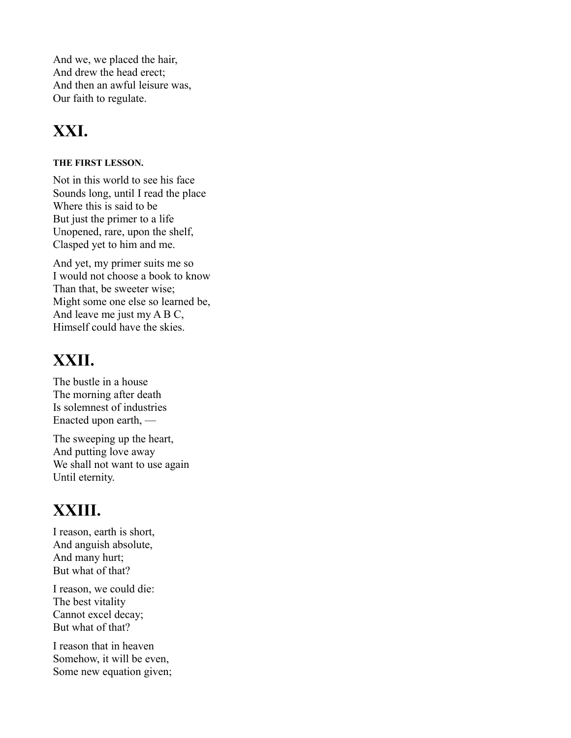And we, we placed the hair,  
And drew the head erect;  
And then an awful leisure was,  
Our faith to regulate.

## XXI.

##### THE FIRST LESSON.

Not in this world to see his face  
Sounds long, until I read the place  
Where this is said to be  
But just the primer to a life  
Unopened, rare, upon the shelf,  
Clasped yet to him and me.

And yet, my primer suits me so  
I would not choose a book to know  
Than that, be sweeter wise;  
Might some one else so learned be,  
And leave me just my A B C,  
Himself could have the skies.

## XXII.

The bustle in a house  
The morning after death  
Is solemnest of industries  
Enacted upon earth, —

The sweeping up the heart,  
And putting love away  
We shall not want to use again  
Until eternity.

## XXIII.

I reason, earth is short,  
And anguish absolute,  
And many hurt;  
But what of that?

I reason, we could die:  
The best vitality  
Cannot excel decay;  
But what of that?

I reason that in heaven  
Somehow, it will be even,  
Some new equation given;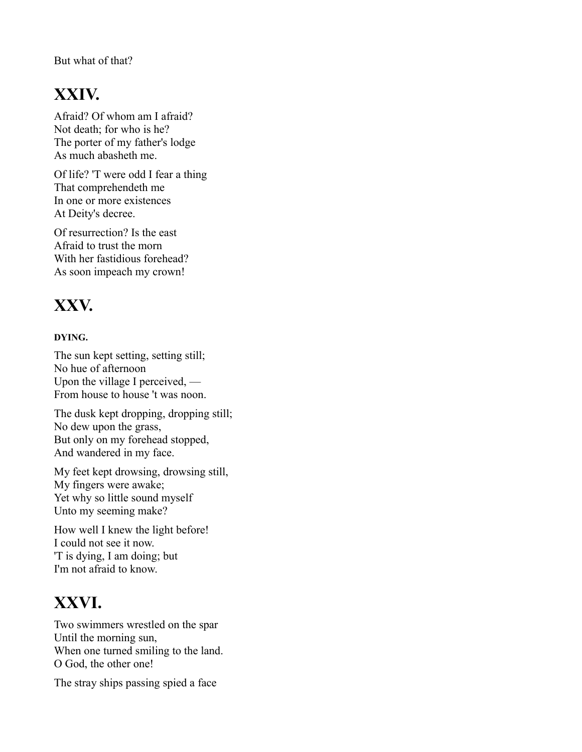But what of that?

## XXIV.

Afraid? Of whom am I afraid?
Not death; for who is he?
The porter of my father's lodge
As much abasheth me.

Of life? 'T were odd I fear a thing
That comprehendeth me
In one or more existences
At Deity's decree.

Of resurrection? Is the east
Afraid to trust the morn
With her fastidious forehead?
As soon impeach my crown!

## XXV.

#### DYING.

The sun kept setting, setting still;
No hue of afternoon
Upon the village I perceived, —
From house to house 't was noon.

The dusk kept dropping, dropping still;
No dew upon the grass,
But only on my forehead stopped,
And wandered in my face.

My feet kept drowsing, drowsing still,
My fingers were awake;
Yet why so little sound myself
Unto my seeming make?

How well I knew the light before!
I could not see it now.
'T is dying, I am doing; but
I'm not afraid to know.

## XXVI.

Two swimmers wrestled on the spar
Until the morning sun,
When one turned smiling to the land.
O God, the other one!

The stray ships passing spied a face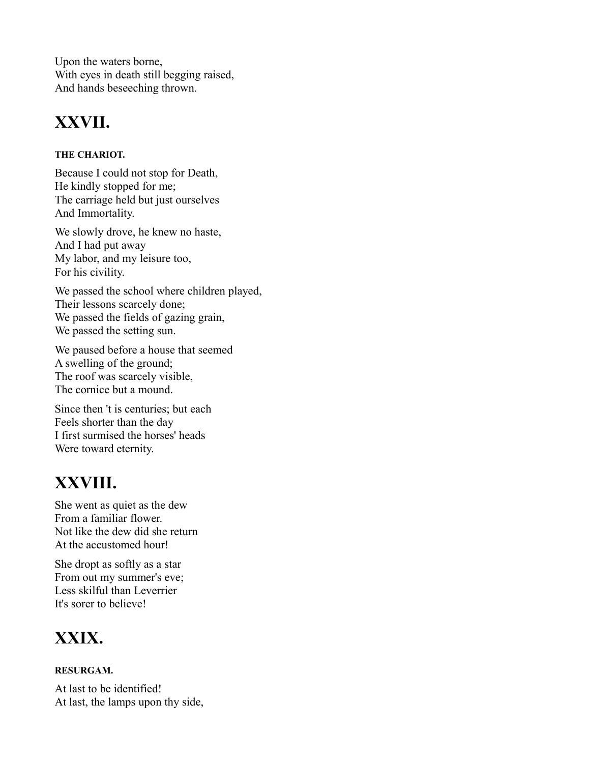Upon the waters borne,  
With eyes in death still begging raised,  
And hands beseeching thrown.

## XXVII.

#### THE CHARIOT.

Because I could not stop for Death,  
He kindly stopped for me;  
The carriage held but just ourselves  
And Immortality.

We slowly drove, he knew no haste,  
And I had put away  
My labor, and my leisure too,  
For his civility.

We passed the school where children played,  
Their lessons scarcely done;  
We passed the fields of gazing grain,  
We passed the setting sun.

We paused before a house that seemed  
A swelling of the ground;  
The roof was scarcely visible,  
The cornice but a mound.

Since then 't is centuries; but each  
Feels shorter than the day  
I first surmised the horses' heads  
Were toward eternity.

## XXVIII.

She went as quiet as the dew  
From a familiar flower.  
Not like the dew did she return  
At the accustomed hour!

She dropt as softly as a star  
From out my summer's eve;  
Less skilful than Leverrier  
It's sorer to believe!

## XXIX.

#### RESURGAM.

At last to be identified!  
At last, the lamps upon thy side,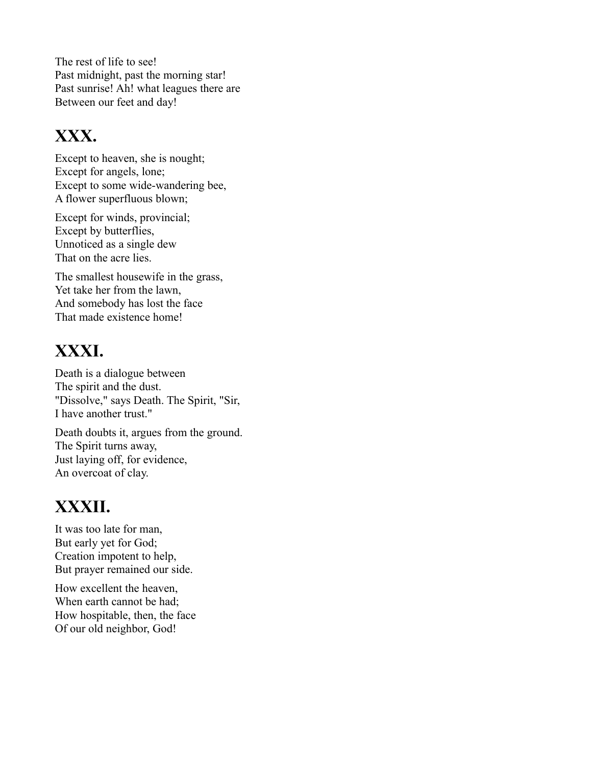The rest of life to see!
Past midnight, past the morning star!
Past sunrise! Ah! what leagues there are
Between our feet and day!

## XXX.

Except to heaven, she is nought;
Except for angels, lone;
Except to some wide-wandering bee,
A flower superfluous blown;

Except for winds, provincial;
Except by butterflies,
Unnoticed as a single dew
That on the acre lies.

The smallest housewife in the grass,
Yet take her from the lawn,
And somebody has lost the face
That made existence home!

## XXXI.

Death is a dialogue between
The spirit and the dust.
"Dissolve," says Death. The Spirit, "Sir,
I have another trust."

Death doubts it, argues from the ground.
The Spirit turns away,
Just laying off, for evidence,
An overcoat of clay.

## XXXII.

It was too late for man,
But early yet for God;
Creation impotent to help,
But prayer remained our side.

How excellent the heaven,
When earth cannot be had;
How hospitable, then, the face
Of our old neighbor, God!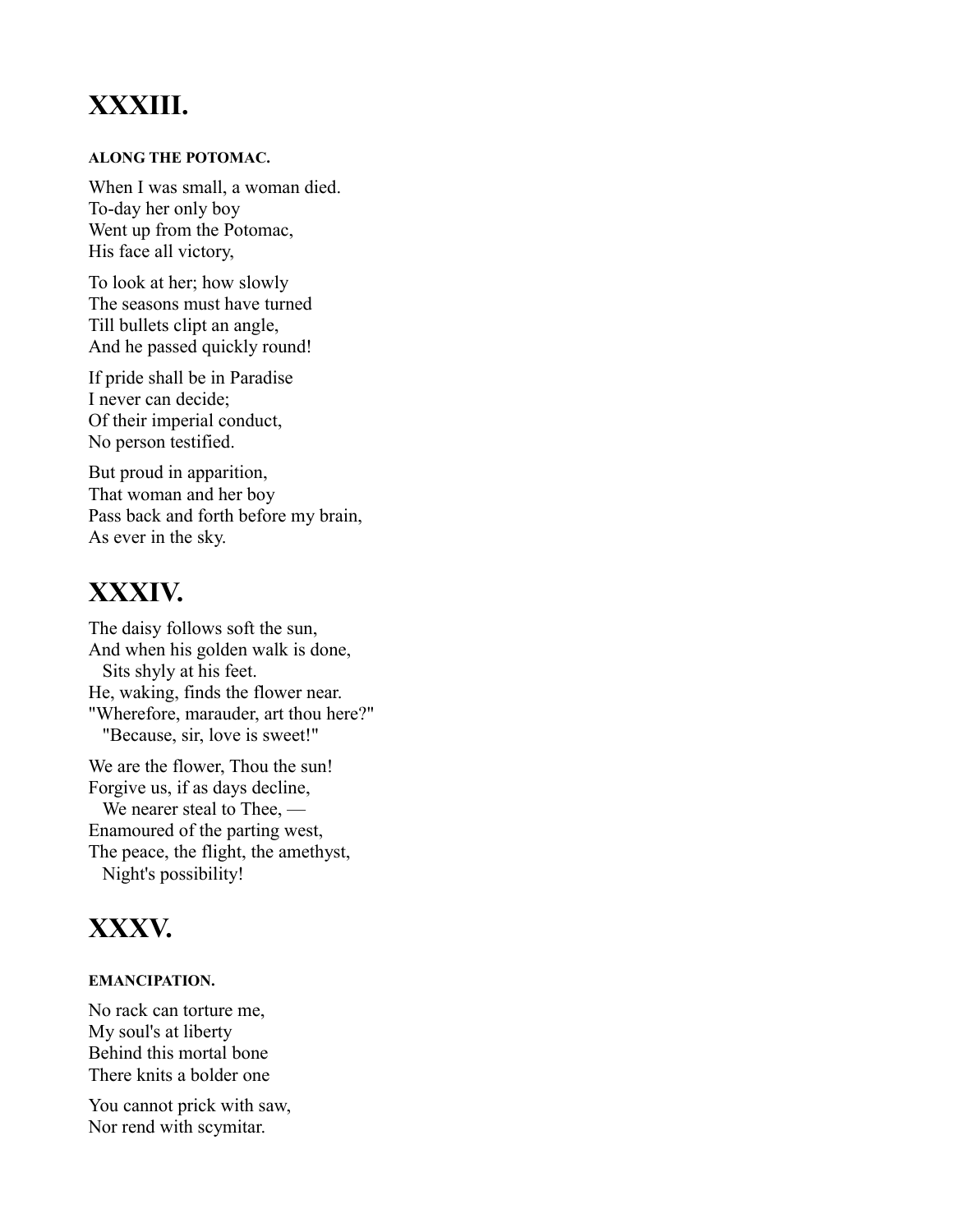# XXXIII.

#### ALONG THE POTOMAC.

When I was small, a woman died.
To-day her only boy
Went up from the Potomac,
His face all victory,

To look at her; how slowly
The seasons must have turned
Till bullets clipt an angle,
And he passed quickly round!

If pride shall be in Paradise
I never can decide;
Of their imperial conduct,
No person testified.

But proud in apparition,
That woman and her boy
Pass back and forth before my brain,
As ever in the sky.

# XXXIV.

The daisy follows soft the sun,
And when his golden walk is done,
   Sits shyly at his feet.
He, waking, finds the flower near.
"Wherefore, marauder, art thou here?"
   "Because, sir, love is sweet!"

We are the flower, Thou the sun!
Forgive us, if as days decline,
   We nearer steal to Thee, —
Enamoured of the parting west,
The peace, the flight, the amethyst,
   Night's possibility!

# XXXV.

#### EMANCIPATION.

No rack can torture me,
My soul's at liberty
Behind this mortal bone
There knits a bolder one

You cannot prick with saw,
Nor rend with scymitar.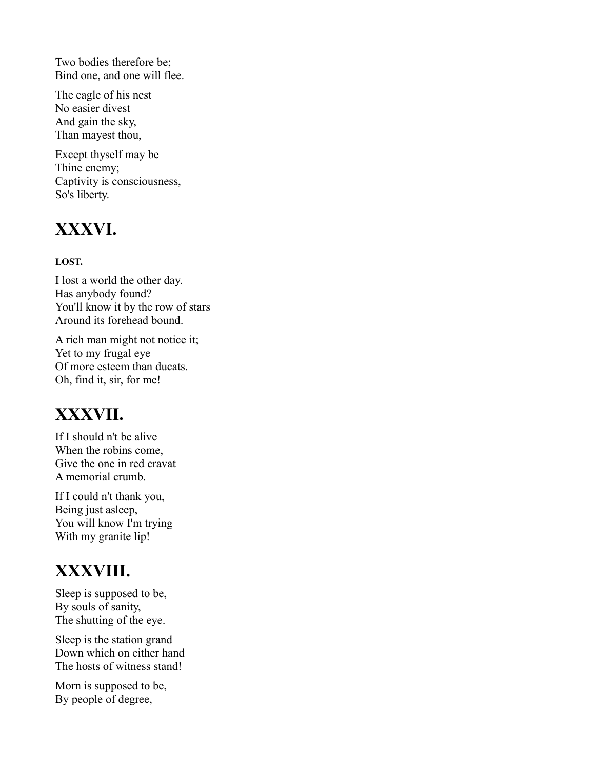Two bodies therefore be;
Bind one, and one will flee.

The eagle of his nest
No easier divest
And gain the sky,
Than mayest thou,

Except thyself may be
Thine enemy;
Captivity is consciousness,
So's liberty.

## XXXVI.

**LOST.**

I lost a world the other day.
Has anybody found?
You'll know it by the row of stars
Around its forehead bound.

A rich man might not notice it;
Yet to my frugal eye
Of more esteem than ducats.
Oh, find it, sir, for me!

## XXXVII.

If I should n't be alive
When the robins come,
Give the one in red cravat
A memorial crumb.

If I could n't thank you,
Being just asleep,
You will know I'm trying
With my granite lip!

## XXXVIII.

Sleep is supposed to be,
By souls of sanity,
The shutting of the eye.

Sleep is the station grand
Down which on either hand
The hosts of witness stand!

Morn is supposed to be,
By people of degree,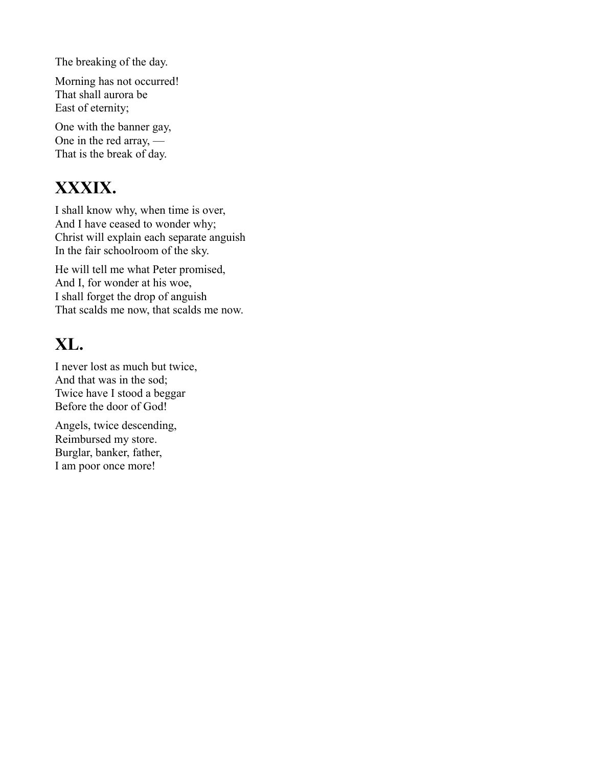The breaking of the day.

Morning has not occurred!
That shall aurora be
East of eternity;

One with the banner gay,
One in the red array, —
That is the break of day.

## XXXIX.

I shall know why, when time is over,
And I have ceased to wonder why;
Christ will explain each separate anguish
In the fair schoolroom of the sky.

He will tell me what Peter promised,
And I, for wonder at his woe,
I shall forget the drop of anguish
That scalds me now, that scalds me now.

## XL.

I never lost as much but twice,
And that was in the sod;
Twice have I stood a beggar
Before the door of God!

Angels, twice descending,
Reimbursed my store.
Burglar, banker, father,
I am poor once more!